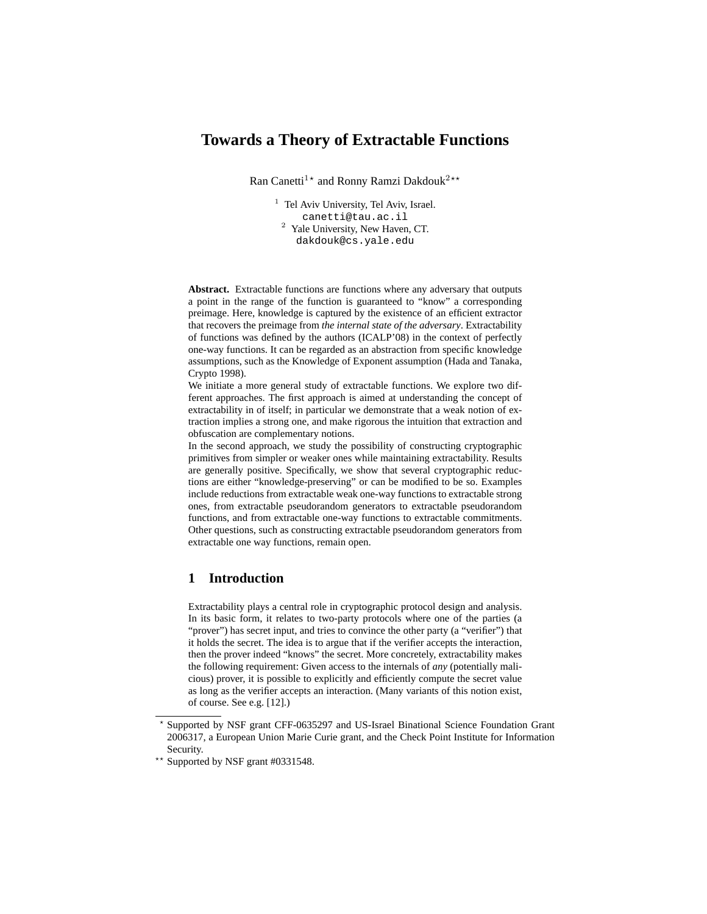# Towards a Theory of Extractable Functions

Ran Canetti[1⋆] and Ronny Ramzi Dakdouk[2⋆⋆]

[1] Tel Aviv University, Tel Aviv, Israel.
canetti@tau.ac.il
[2] Yale University, New Haven, CT.
dakdouk@cs.yale.edu

**Abstract.** Extractable functions are functions where any adversary that outputs a point in the range of the function is guaranteed to "know" a corresponding preimage. Here, knowledge is captured by the existence of an efficient extractor that recovers the preimage from *the internal state of the adversary*. Extractability of functions was defined by the authors (ICALP'08) in the context of perfectly one-way functions. It can be regarded as an abstraction from specific knowledge assumptions, such as the Knowledge of Exponent assumption (Hada and Tanaka, Crypto 1998).

We initiate a more general study of extractable functions. We explore two different approaches. The first approach is aimed at understanding the concept of extractability in of itself; in particular we demonstrate that a weak notion of extraction implies a strong one, and make rigorous the intuition that extraction and obfuscation are complementary notions.

In the second approach, we study the possibility of constructing cryptographic primitives from simpler or weaker ones while maintaining extractability. Results are generally positive. Specifically, we show that several cryptographic reductions are either "knowledge-preserving" or can be modified to be so. Examples include reductions from extractable weak one-way functions to extractable strong ones, from extractable pseudorandom generators to extractable pseudorandom functions, and from extractable one-way functions to extractable commitments. Other questions, such as constructing extractable pseudorandom generators from extractable one way functions, remain open.

## 1 Introduction

Extractability plays a central role in cryptographic protocol design and analysis. In its basic form, it relates to two-party protocols where one of the parties (a "prover") has secret input, and tries to convince the other party (a "verifier") that it holds the secret. The idea is to argue that if the verifier accepts the interaction, then the prover indeed "knows" the secret. More concretely, extractability makes the following requirement: Given access to the internals of *any* (potentially malicious) prover, it is possible to explicitly and efficiently compute the secret value as long as the verifier accepts an interaction. (Many variants of this notion exist, of course. See e.g. [12].)

⋆ Supported by NSF grant CFF-0635297 and US-Israel Binational Science Foundation Grant 2006317, a European Union Marie Curie grant, and the Check Point Institute for Information Security.

⋆⋆ Supported by NSF grant #0331548.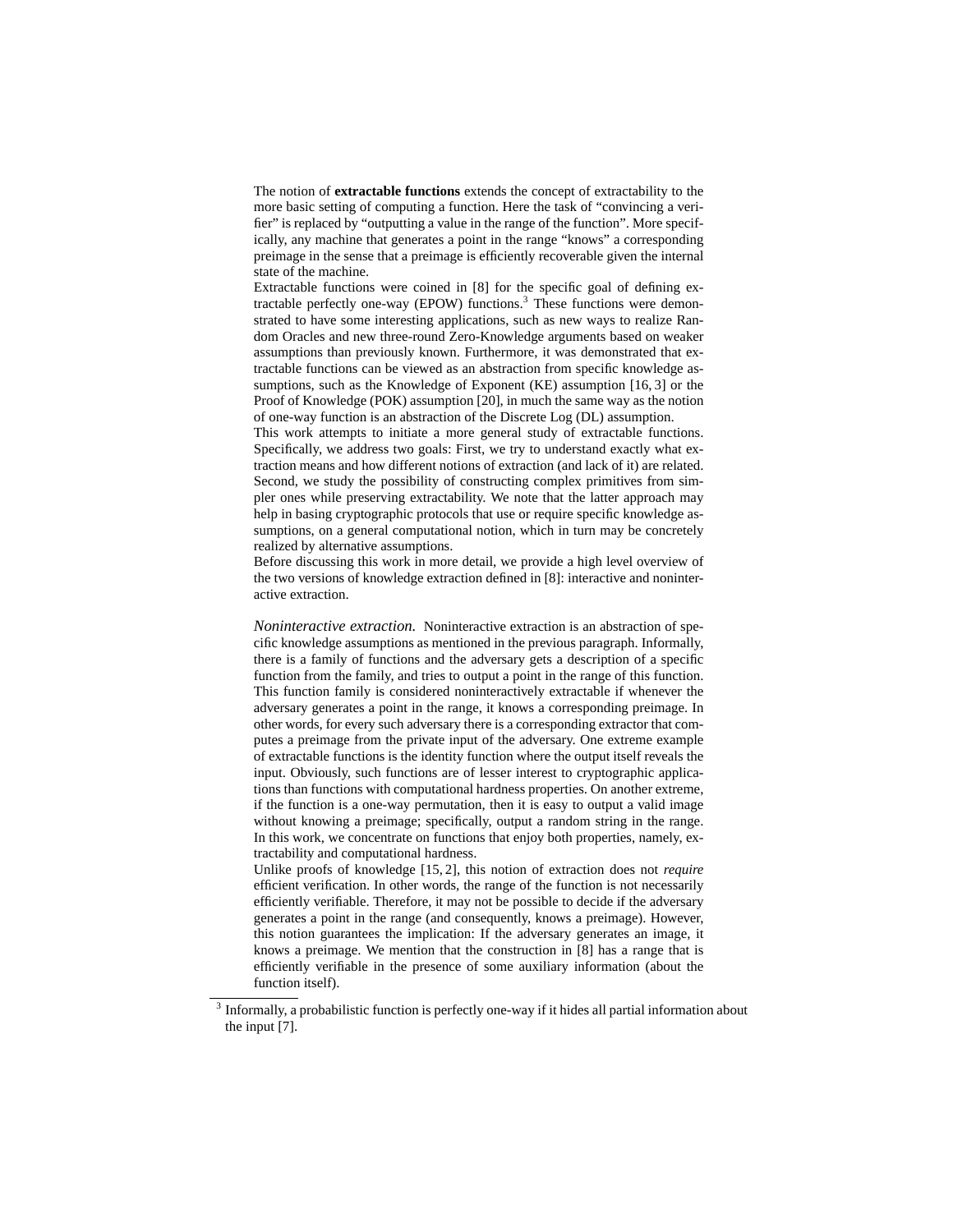The notion of **extractable functions** extends the concept of extractability to the more basic setting of computing a function. Here the task of "convincing a verifier" is replaced by "outputting a value in the range of the function". More specifically, any machine that generates a point in the range "knows" a corresponding preimage in the sense that a preimage is efficiently recoverable given the internal state of the machine.

Extractable functions were coined in [8] for the specific goal of defining extractable perfectly one-way (EPOW) functions.[3] These functions were demonstrated to have some interesting applications, such as new ways to realize Random Oracles and new three-round Zero-Knowledge arguments based on weaker assumptions than previously known. Furthermore, it was demonstrated that extractable functions can be viewed as an abstraction from specific knowledge assumptions, such as the Knowledge of Exponent (KE) assumption [16, 3] or the Proof of Knowledge (POK) assumption [20], in much the same way as the notion of one-way function is an abstraction of the Discrete Log (DL) assumption.

This work attempts to initiate a more general study of extractable functions. Specifically, we address two goals: First, we try to understand exactly what extraction means and how different notions of extraction (and lack of it) are related. Second, we study the possibility of constructing complex primitives from simpler ones while preserving extractability. We note that the latter approach may help in basing cryptographic protocols that use or require specific knowledge assumptions, on a general computational notion, which in turn may be concretely realized by alternative assumptions.

Before discussing this work in more detail, we provide a high level overview of the two versions of knowledge extraction defined in [8]: interactive and noninteractive extraction.

*Noninteractive extraction.* Noninteractive extraction is an abstraction of specific knowledge assumptions as mentioned in the previous paragraph. Informally, there is a family of functions and the adversary gets a description of a specific function from the family, and tries to output a point in the range of this function. This function family is considered noninteractively extractable if whenever the adversary generates a point in the range, it knows a corresponding preimage. In other words, for every such adversary there is a corresponding extractor that computes a preimage from the private input of the adversary. One extreme example of extractable functions is the identity function where the output itself reveals the input. Obviously, such functions are of lesser interest to cryptographic applications than functions with computational hardness properties. On another extreme, if the function is a one-way permutation, then it is easy to output a valid image without knowing a preimage; specifically, output a random string in the range. In this work, we concentrate on functions that enjoy both properties, namely, extractability and computational hardness.

Unlike proofs of knowledge [15, 2], this notion of extraction does not *require* efficient verification. In other words, the range of the function is not necessarily efficiently verifiable. Therefore, it may not be possible to decide if the adversary generates a point in the range (and consequently, knows a preimage). However, this notion guarantees the implication: If the adversary generates an image, it knows a preimage. We mention that the construction in [8] has a range that is efficiently verifiable in the presence of some auxiliary information (about the function itself).

[3] Informally, a probabilistic function is perfectly one-way if it hides all partial information about the input [7].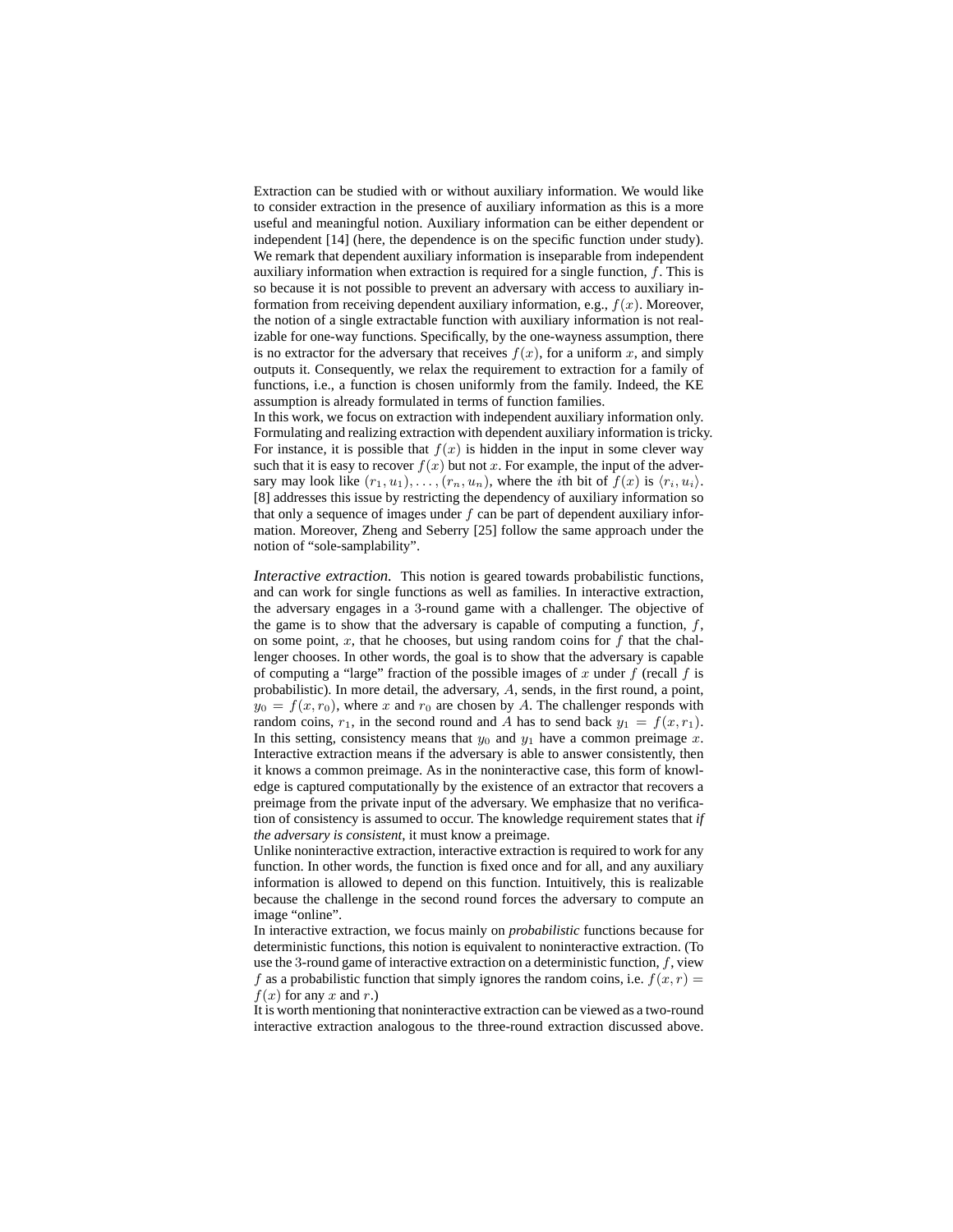Extraction can be studied with or without auxiliary information. We would like to consider extraction in the presence of auxiliary information as this is a more useful and meaningful notion. Auxiliary information can be either dependent or independent [14] (here, the dependence is on the specific function under study). We remark that dependent auxiliary information is inseparable from independent auxiliary information when extraction is required for a single function, $f$. This is so because it is not possible to prevent an adversary with access to auxiliary information from receiving dependent auxiliary information, e.g., $f(x)$. Moreover, the notion of a single extractable function with auxiliary information is not realizable for one-way functions. Specifically, by the one-wayness assumption, there is no extractor for the adversary that receives $f(x)$, for a uniform $x$, and simply outputs it. Consequently, we relax the requirement to extraction for a family of functions, i.e., a function is chosen uniformly from the family. Indeed, the KE assumption is already formulated in terms of function families.

In this work, we focus on extraction with independent auxiliary information only. Formulating and realizing extraction with dependent auxiliary information is tricky. For instance, it is possible that $f(x)$ is hidden in the input in some clever way such that it is easy to recover $f(x)$ but not $x$. For example, the input of the adversary may look like $(r_1, u_1), \ldots, (r_n, u_n)$, where the $i$th bit of $f(x)$ is $\langle r_i, u_i \rangle$. [8] addresses this issue by restricting the dependency of auxiliary information so that only a sequence of images under $f$ can be part of dependent auxiliary information. Moreover, Zheng and Seberry [25] follow the same approach under the notion of "sole-samplability".

*Interactive extraction.* This notion is geared towards probabilistic functions, and can work for single functions as well as families. In interactive extraction, the adversary engages in a 3-round game with a challenger. The objective of the game is to show that the adversary is capable of computing a function, $f$, on some point, $x$, that he chooses, but using random coins for $f$ that the challenger chooses. In other words, the goal is to show that the adversary is capable of computing a "large" fraction of the possible images of $x$ under $f$ (recall $f$ is probabilistic). In more detail, the adversary, $A$, sends, in the first round, a point, $y_0 = f(x, r_0)$, where $x$ and $r_0$ are chosen by $A$. The challenger responds with random coins, $r_1$, in the second round and $A$ has to send back $y_1 = f(x, r_1)$. In this setting, consistency means that $y_0$ and $y_1$ have a common preimage $x$. Interactive extraction means if the adversary is able to answer consistently, then it knows a common preimage. As in the noninteractive case, this form of knowledge is captured computationally by the existence of an extractor that recovers a preimage from the private input of the adversary. We emphasize that no verification of consistency is assumed to occur. The knowledge requirement states that *if the adversary is consistent*, it must know a preimage.

Unlike noninteractive extraction, interactive extraction is required to work for any function. In other words, the function is fixed once and for all, and any auxiliary information is allowed to depend on this function. Intuitively, this is realizable because the challenge in the second round forces the adversary to compute an image "online".

In interactive extraction, we focus mainly on *probabilistic* functions because for deterministic functions, this notion is equivalent to noninteractive extraction. (To use the 3-round game of interactive extraction on a deterministic function, $f$, view $f$ as a probabilistic function that simply ignores the random coins, i.e. $f(x, r) = f(x)$ for any $x$ and $r$.)

It is worth mentioning that noninteractive extraction can be viewed as a two-round interactive extraction analogous to the three-round extraction discussed above.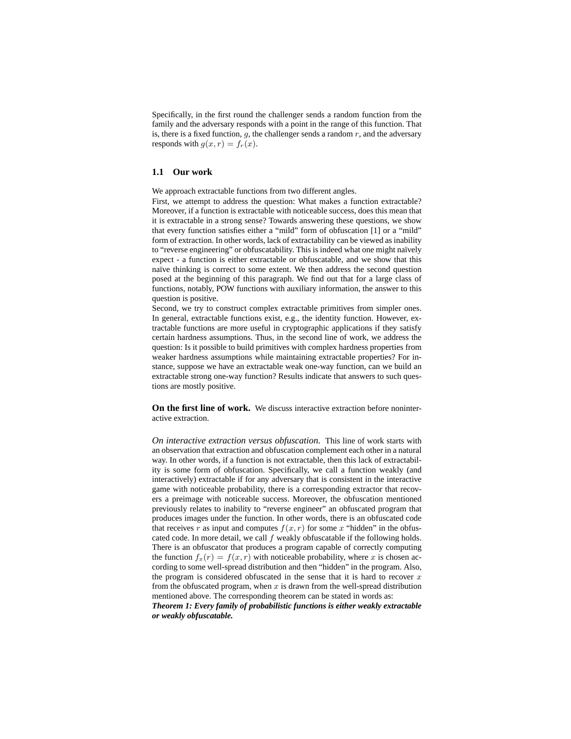Specifically, in the first round the challenger sends a random function from the family and the adversary responds with a point in the range of this function. That is, there is a fixed function, $g$, the challenger sends a random $r$, and the adversary responds with $g(x, r) = f_r(x)$.

### 1.1 Our work

We approach extractable functions from two different angles.
First, we attempt to address the question: What makes a function extractable? Moreover, if a function is extractable with noticeable success, does this mean that it is extractable in a strong sense? Towards answering these questions, we show that every function satisfies either a "mild" form of obfuscation [1] or a "mild" form of extraction. In other words, lack of extractability can be viewed as inability to "reverse engineering" or obfuscatability. This is indeed what one might naïvely expect - a function is either extractable or obfuscatable, and we show that this naïve thinking is correct to some extent. We then address the second question posed at the beginning of this paragraph. We find out that for a large class of functions, notably, POW functions with auxiliary information, the answer to this question is positive.
Second, we try to construct complex extractable primitives from simpler ones. In general, extractable functions exist, e.g., the identity function. However, extractable functions are more useful in cryptographic applications if they satisfy certain hardness assumptions. Thus, in the second line of work, we address the question: Is it possible to build primitives with complex hardness properties from weaker hardness assumptions while maintaining extractable properties? For instance, suppose we have an extractable weak one-way function, can we build an extractable strong one-way function? Results indicate that answers to such questions are mostly positive.

**On the first line of work.** We discuss interactive extraction before noninteractive extraction.

*On interactive extraction versus obfuscation.* This line of work starts with an observation that extraction and obfuscation complement each other in a natural way. In other words, if a function is not extractable, then this lack of extractability is some form of obfuscation. Specifically, we call a function weakly (and interactively) extractable if for any adversary that is consistent in the interactive game with noticeable probability, there is a corresponding extractor that recovers a preimage with noticeable success. Moreover, the obfuscation mentioned previously relates to inability to "reverse engineer" an obfuscated program that produces images under the function. In other words, there is an obfuscated code that receives $r$ as input and computes $f(x, r)$ for some $x$ "hidden" in the obfuscated code. In more detail, we call $f$ weakly obfuscatable if the following holds. There is an obfuscator that produces a program capable of correctly computing the function $f_x(r) = f(x, r)$ with noticeable probability, where $x$ is chosen according to some well-spread distribution and then "hidden" in the program. Also, the program is considered obfuscated in the sense that it is hard to recover $x$ from the obfuscated program, when $x$ is drawn from the well-spread distribution mentioned above. The corresponding theorem can be stated in words as:
***Theorem 1: Every family of probabilistic functions is either weakly extractable or weakly obfuscatable.***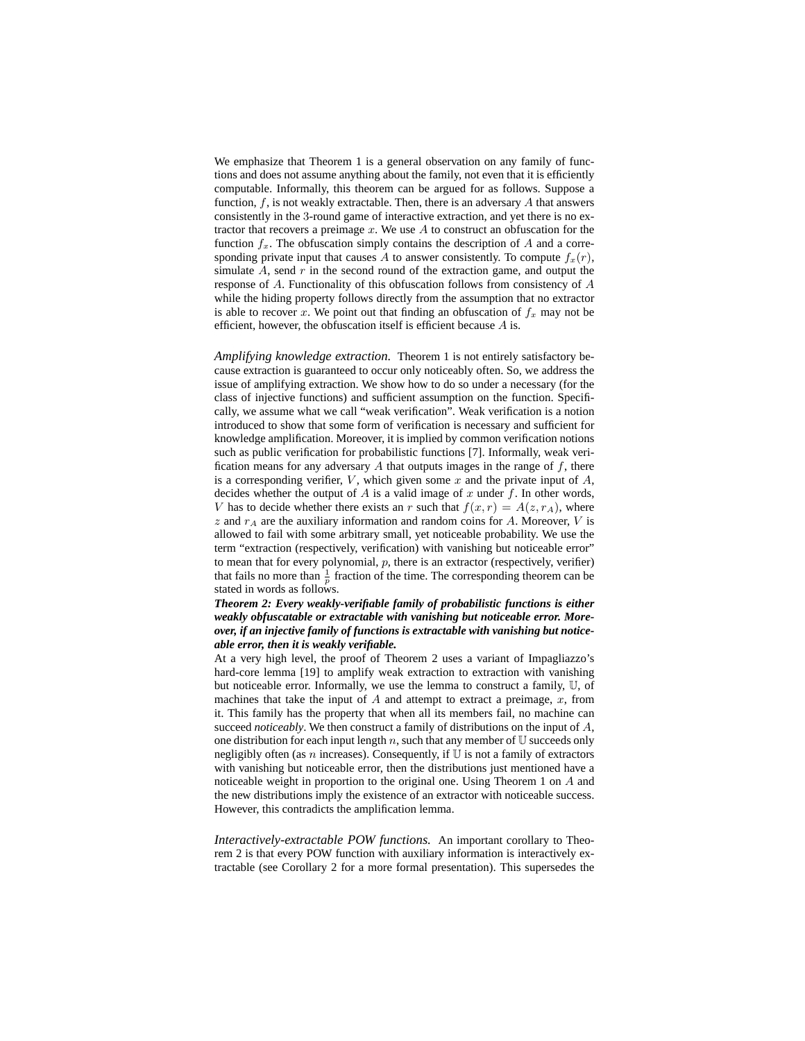We emphasize that Theorem 1 is a general observation on any family of functions and does not assume anything about the family, not even that it is efficiently computable. Informally, this theorem can be argued for as follows. Suppose a function, $f$, is not weakly extractable. Then, there is an adversary $A$ that answers consistently in the 3-round game of interactive extraction, and yet there is no extractor that recovers a preimage $x$. We use $A$ to construct an obfuscation for the function $f_x$. The obfuscation simply contains the description of $A$ and a corresponding private input that causes $A$ to answer consistently. To compute $f_x(r)$, simulate $A$, send $r$ in the second round of the extraction game, and output the response of $A$. Functionality of this obfuscation follows from consistency of $A$ while the hiding property follows directly from the assumption that no extractor is able to recover $x$. We point out that finding an obfuscation of $f_x$ may not be efficient, however, the obfuscation itself is efficient because $A$ is.

*Amplifying knowledge extraction.* Theorem 1 is not entirely satisfactory because extraction is guaranteed to occur only noticeably often. So, we address the issue of amplifying extraction. We show how to do so under a necessary (for the class of injective functions) and sufficient assumption on the function. Specifically, we assume what we call "weak verification". Weak verification is a notion introduced to show that some form of verification is necessary and sufficient for knowledge amplification. Moreover, it is implied by common verification notions such as public verification for probabilistic functions [7]. Informally, weak verification means for any adversary $A$ that outputs images in the range of $f$, there is a corresponding verifier, $V$, which given some $x$ and the private input of $A$, decides whether the output of $A$ is a valid image of $x$ under $f$. In other words, $V$ has to decide whether there exists an $r$ such that $f(x, r) = A(z, r_A)$, where $z$ and $r_A$ are the auxiliary information and random coins for $A$. Moreover, $V$ is allowed to fail with some arbitrary small, yet noticeable probability. We use the term "extraction (respectively, verification) with vanishing but noticeable error" to mean that for every polynomial, $p$, there is an extractor (respectively, verifier) that fails no more than $\frac{1}{p}$ fraction of the time. The corresponding theorem can be stated in words as follows.

***Theorem 2: Every weakly-verifiable family of probabilistic functions is either weakly obfuscatable or extractable with vanishing but noticeable error. Moreover, if an injective family of functions is extractable with vanishing but noticeable error, then it is weakly verifiable.***

At a very high level, the proof of Theorem 2 uses a variant of Impagliazzo's hard-core lemma [19] to amplify weak extraction to extraction with vanishing but noticeable error. Informally, we use the lemma to construct a family, $\mathbb{U}$, of machines that take the input of $A$ and attempt to extract a preimage, $x$, from it. This family has the property that when all its members fail, no machine can succeed *noticeably*. We then construct a family of distributions on the input of $A$, one distribution for each input length $n$, such that any member of $\mathbb{U}$ succeeds only negligibly often (as $n$ increases). Consequently, if $\mathbb{U}$ is not a family of extractors with vanishing but noticeable error, then the distributions just mentioned have a noticeable weight in proportion to the original one. Using Theorem 1 on $A$ and the new distributions imply the existence of an extractor with noticeable success. However, this contradicts the amplification lemma.

*Interactively-extractable POW functions.* An important corollary to Theorem 2 is that every POW function with auxiliary information is interactively extractable (see Corollary 2 for a more formal presentation). This supersedes the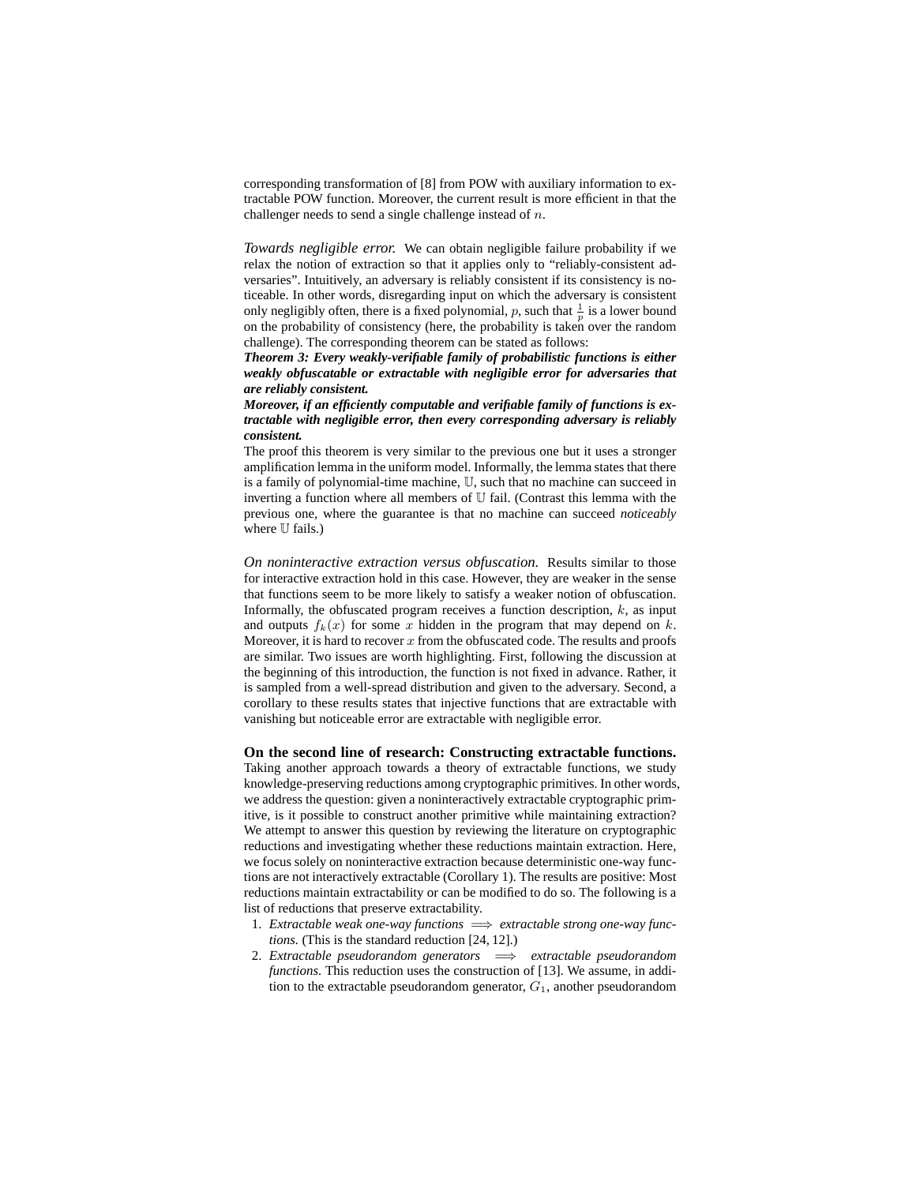corresponding transformation of [8] from POW with auxiliary information to extractable POW function. Moreover, the current result is more efficient in that the challenger needs to send a single challenge instead of $n$.

*Towards negligible error.* We can obtain negligible failure probability if we relax the notion of extraction so that it applies only to "reliably-consistent adversaries". Intuitively, an adversary is reliably consistent if its consistency is noticeable. In other words, disregarding input on which the adversary is consistent only negligibly often, there is a fixed polynomial, $p$, such that $\frac{1}{p}$ is a lower bound on the probability of consistency (here, the probability is taken over the random challenge). The corresponding theorem can be stated as follows:

***Theorem 3: Every weakly-verifiable family of probabilistic functions is either weakly obfuscatable or extractable with negligible error for adversaries that are reliably consistent.***

***Moreover, if an efficiently computable and verifiable family of functions is extractable with negligible error, then every corresponding adversary is reliably consistent.***

The proof this theorem is very similar to the previous one but it uses a stronger amplification lemma in the uniform model. Informally, the lemma states that there is a family of polynomial-time machine, $\mathbb{U}$, such that no machine can succeed in inverting a function where all members of $\mathbb{U}$ fail. (Contrast this lemma with the previous one, where the guarantee is that no machine can succeed *noticeably* where $\mathbb{U}$ fails.)

*On noninteractive extraction versus obfuscation.* Results similar to those for interactive extraction hold in this case. However, they are weaker in the sense that functions seem to be more likely to satisfy a weaker notion of obfuscation. Informally, the obfuscated program receives a function description, $k$, as input and outputs $f_k(x)$ for some $x$ hidden in the program that may depend on $k$. Moreover, it is hard to recover $x$ from the obfuscated code. The results and proofs are similar. Two issues are worth highlighting. First, following the discussion at the beginning of this introduction, the function is not fixed in advance. Rather, it is sampled from a well-spread distribution and given to the adversary. Second, a corollary to these results states that injective functions that are extractable with vanishing but noticeable error are extractable with negligible error.

**On the second line of research: Constructing extractable functions.** Taking another approach towards a theory of extractable functions, we study knowledge-preserving reductions among cryptographic primitives. In other words, we address the question: given a noninteractively extractable cryptographic primitive, is it possible to construct another primitive while maintaining extraction? We attempt to answer this question by reviewing the literature on cryptographic reductions and investigating whether these reductions maintain extraction. Here, we focus solely on noninteractive extraction because deterministic one-way functions are not interactively extractable (Corollary 1). The results are positive: Most reductions maintain extractability or can be modified to do so. The following is a list of reductions that preserve extractability.

1. *Extractable weak one-way functions* $\Longrightarrow$ *extractable strong one-way functions.* (This is the standard reduction [24, 12].)
2. *Extractable pseudorandom generators* $\Longrightarrow$ *extractable pseudorandom functions.* This reduction uses the construction of [13]. We assume, in addition to the extractable pseudorandom generator, $G_1$, another pseudorandom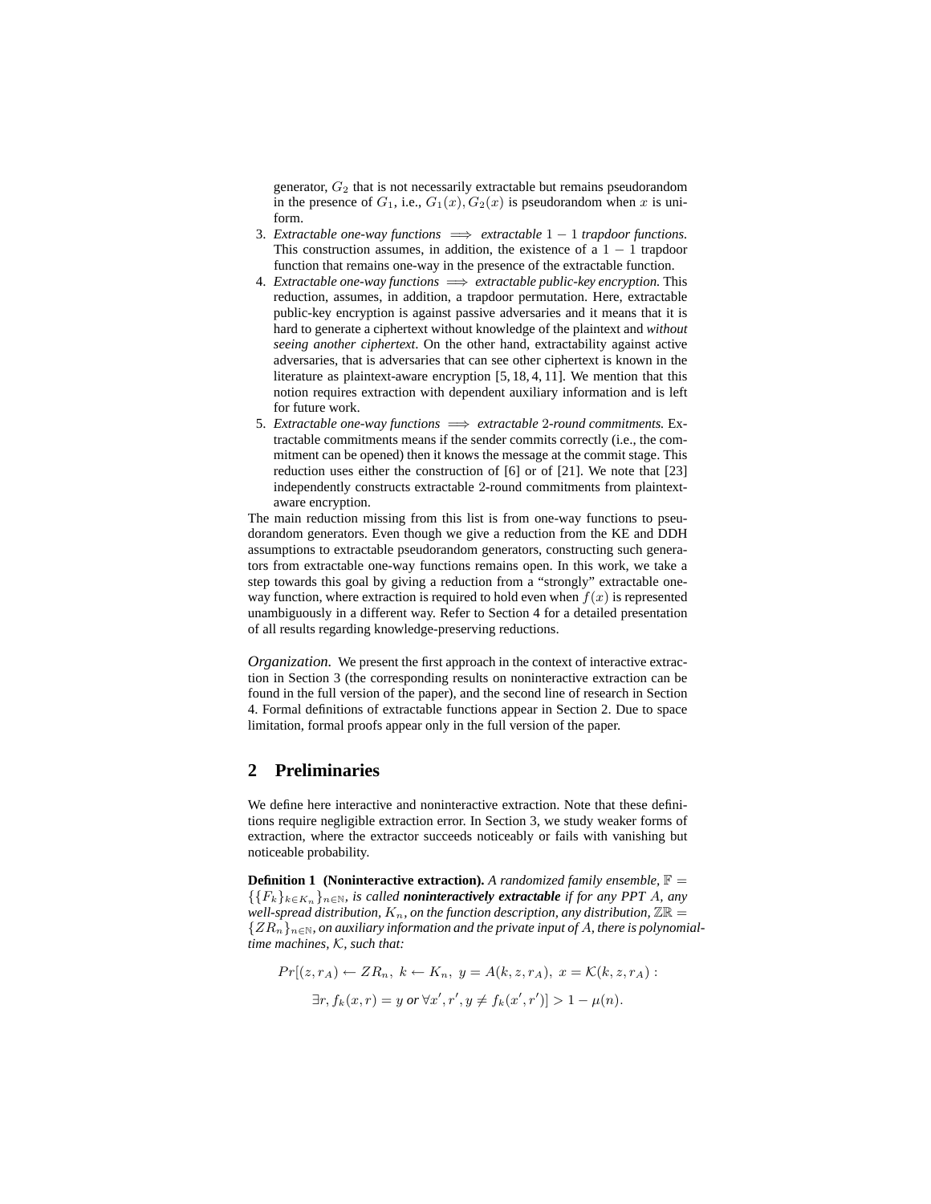generator, $G_2$ that is not necessarily extractable but remains pseudorandom in the presence of $G_1$, i.e., $G_1(x), G_2(x)$ is pseudorandom when $x$ is uniform.

3. *Extractable one-way functions* $\implies$ *extractable* $1-1$ *trapdoor functions.* This construction assumes, in addition, the existence of a $1-1$ trapdoor function that remains one-way in the presence of the extractable function.
4. *Extractable one-way functions* $\implies$ *extractable public-key encryption.* This reduction, assumes, in addition, a trapdoor permutation. Here, extractable public-key encryption is against passive adversaries and it means that it is hard to generate a ciphertext without knowledge of the plaintext and *without seeing another ciphertext*. On the other hand, extractability against active adversaries, that is adversaries that can see other ciphertext is known in the literature as plaintext-aware encryption [5, 18, 4, 11]. We mention that this notion requires extraction with dependent auxiliary information and is left for future work.
5. *Extractable one-way functions* $\implies$ *extractable* 2*-round commitments.* Extractable commitments means if the sender commits correctly (i.e., the commitment can be opened) then it knows the message at the commit stage. This reduction uses either the construction of [6] or of [21]. We note that [23] independently constructs extractable 2-round commitments from plaintext-aware encryption.

The main reduction missing from this list is from one-way functions to pseudorandom generators. Even though we give a reduction from the KE and DDH assumptions to extractable pseudorandom generators, constructing such generators from extractable one-way functions remains open. In this work, we take a step towards this goal by giving a reduction from a "strongly" extractable one-way function, where extraction is required to hold even when $f(x)$ is represented unambiguously in a different way. Refer to Section 4 for a detailed presentation of all results regarding knowledge-preserving reductions.

*Organization.* We present the first approach in the context of interactive extraction in Section 3 (the corresponding results on noninteractive extraction can be found in the full version of the paper), and the second line of research in Section 4. Formal definitions of extractable functions appear in Section 2. Due to space limitation, formal proofs appear only in the full version of the paper.

## 2 Preliminaries

We define here interactive and noninteractive extraction. Note that these definitions require negligible extraction error. In Section 3, we study weaker forms of extraction, where the extractor succeeds noticeably or fails with vanishing but noticeable probability.

**Definition 1 (Noninteractive extraction).** *A randomized family ensemble, $\mathbb{F} = \{\{F_k\}_{k \in K_n}\}_{n \in \mathbb{N}}$, is called* ***noninteractively extractable*** *if for any PPT $A$, any well-spread distribution, $K_n$, on the function description, any distribution, $\mathbb{ZR} = \{ZR_n\}_{n \in \mathbb{N}}$, on auxiliary information and the private input of $A$, there is polynomial-time machines, $\mathcal{K}$, such that:*

$$Pr[(z, r_A) \leftarrow ZR_n,\ k \leftarrow K_n,\ y = A(k, z, r_A),\ x = \mathcal{K}(k, z, r_A) :$$
$$\exists r, f_k(x, r) = y \text{ or } \forall x', r', y \neq f_k(x', r')] > 1 - \mu(n).$$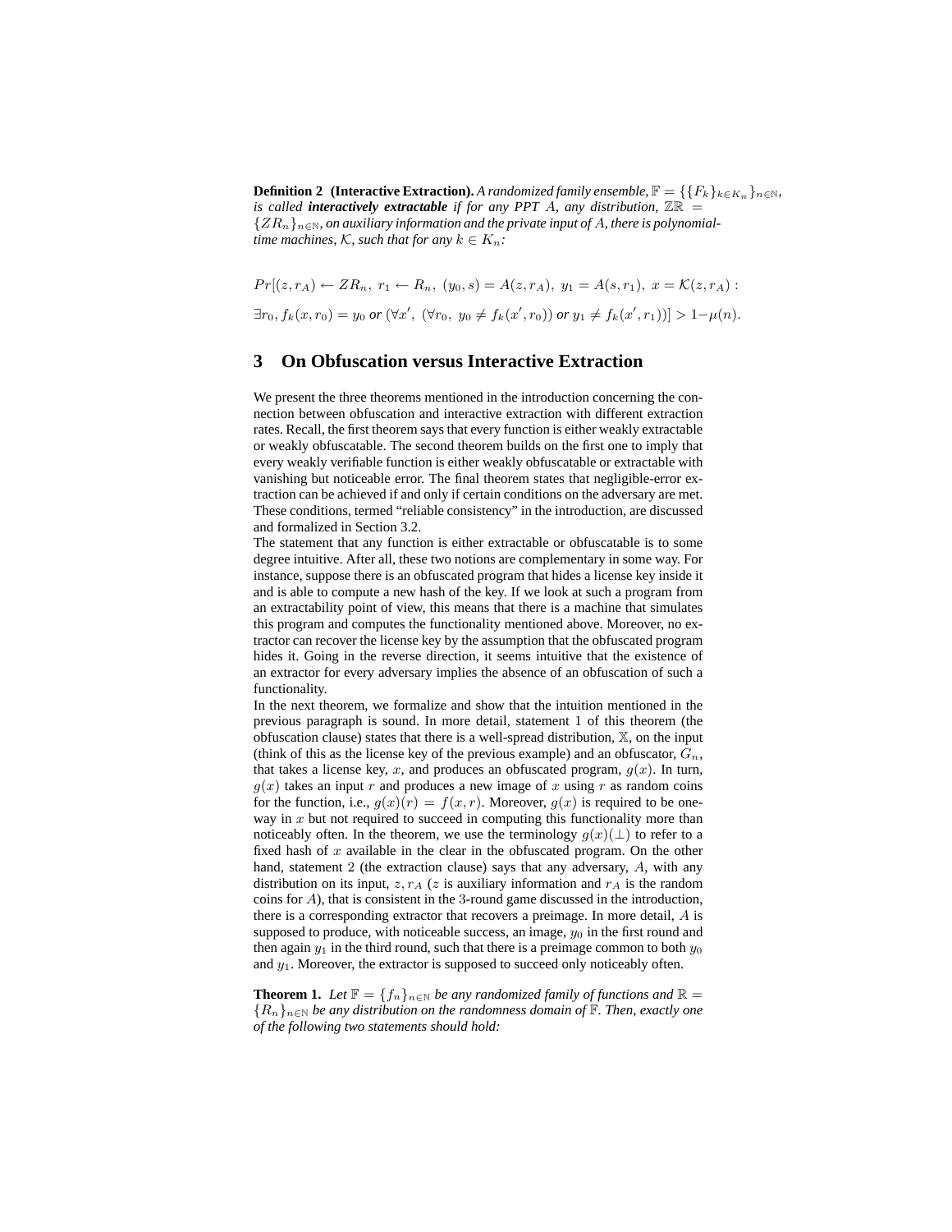**Definition 2 (Interactive Extraction).** *A randomized family ensemble, $\mathbb{F} = \{\{F_k\}_{k \in K_n}\}_{n \in \mathbb{N}}$, is called **interactively extractable** if for any PPT $A$, any distribution, $\mathbb{ZR} = \{ZR_n\}_{n \in \mathbb{N}}$, on auxiliary information and the private input of $A$, there is polynomial-time machines, $\mathcal{K}$, such that for any $k \in K_n$:*

$$Pr[(z, r_A) \leftarrow ZR_n,\ r_1 \leftarrow R_n,\ (y_0, s) = A(z, r_A),\ y_1 = A(s, r_1),\ x = \mathcal{K}(z, r_A) :$$

$$\exists r_0, f_k(x, r_0) = y_0 \text{ or } (\forall x',\ (\forall r_0,\ y_0 \neq f_k(x', r_0)) \text{ or } y_1 \neq f_k(x', r_1))] > 1 - \mu(n).$$

## 3 On Obfuscation versus Interactive Extraction

We present the three theorems mentioned in the introduction concerning the connection between obfuscation and interactive extraction with different extraction rates. Recall, the first theorem says that every function is either weakly extractable or weakly obfuscatable. The second theorem builds on the first one to imply that every weakly verifiable function is either weakly obfuscatable or extractable with vanishing but noticeable error. The final theorem states that negligible-error extraction can be achieved if and only if certain conditions on the adversary are met. These conditions, termed "reliable consistency" in the introduction, are discussed and formalized in Section 3.2.

The statement that any function is either extractable or obfuscatable is to some degree intuitive. After all, these two notions are complementary in some way. For instance, suppose there is an obfuscated program that hides a license key inside it and is able to compute a new hash of the key. If we look at such a program from an extractability point of view, this means that there is a machine that simulates this program and computes the functionality mentioned above. Moreover, no extractor can recover the license key by the assumption that the obfuscated program hides it. Going in the reverse direction, it seems intuitive that the existence of an extractor for every adversary implies the absence of an obfuscation of such a functionality.

In the next theorem, we formalize and show that the intuition mentioned in the previous paragraph is sound. In more detail, statement 1 of this theorem (the obfuscation clause) states that there is a well-spread distribution, $\mathbb{X}$, on the input (think of this as the license key of the previous example) and an obfuscator, $G_n$, that takes a license key, $x$, and produces an obfuscated program, $g(x)$. In turn, $g(x)$ takes an input $r$ and produces a new image of $x$ using $r$ as random coins for the function, i.e., $g(x)(r) = f(x, r)$. Moreover, $g(x)$ is required to be one-way in $x$ but not required to succeed in computing this functionality more than noticeably often. In the theorem, we use the terminology $g(x)(\perp)$ to refer to a fixed hash of $x$ available in the clear in the obfuscated program. On the other hand, statement 2 (the extraction clause) says that any adversary, $A$, with any distribution on its input, $z, r_A$ ($z$ is auxiliary information and $r_A$ is the random coins for $A$), that is consistent in the 3-round game discussed in the introduction, there is a corresponding extractor that recovers a preimage. In more detail, $A$ is supposed to produce, with noticeable success, an image, $y_0$ in the first round and then again $y_1$ in the third round, such that there is a preimage common to both $y_0$ and $y_1$. Moreover, the extractor is supposed to succeed only noticeably often.

**Theorem 1.** *Let $\mathbb{F} = \{f_n\}_{n \in \mathbb{N}}$ be any randomized family of functions and $\mathbb{R} = \{R_n\}_{n \in \mathbb{N}}$ be any distribution on the randomness domain of $\mathbb{F}$. Then, exactly one of the following two statements should hold:*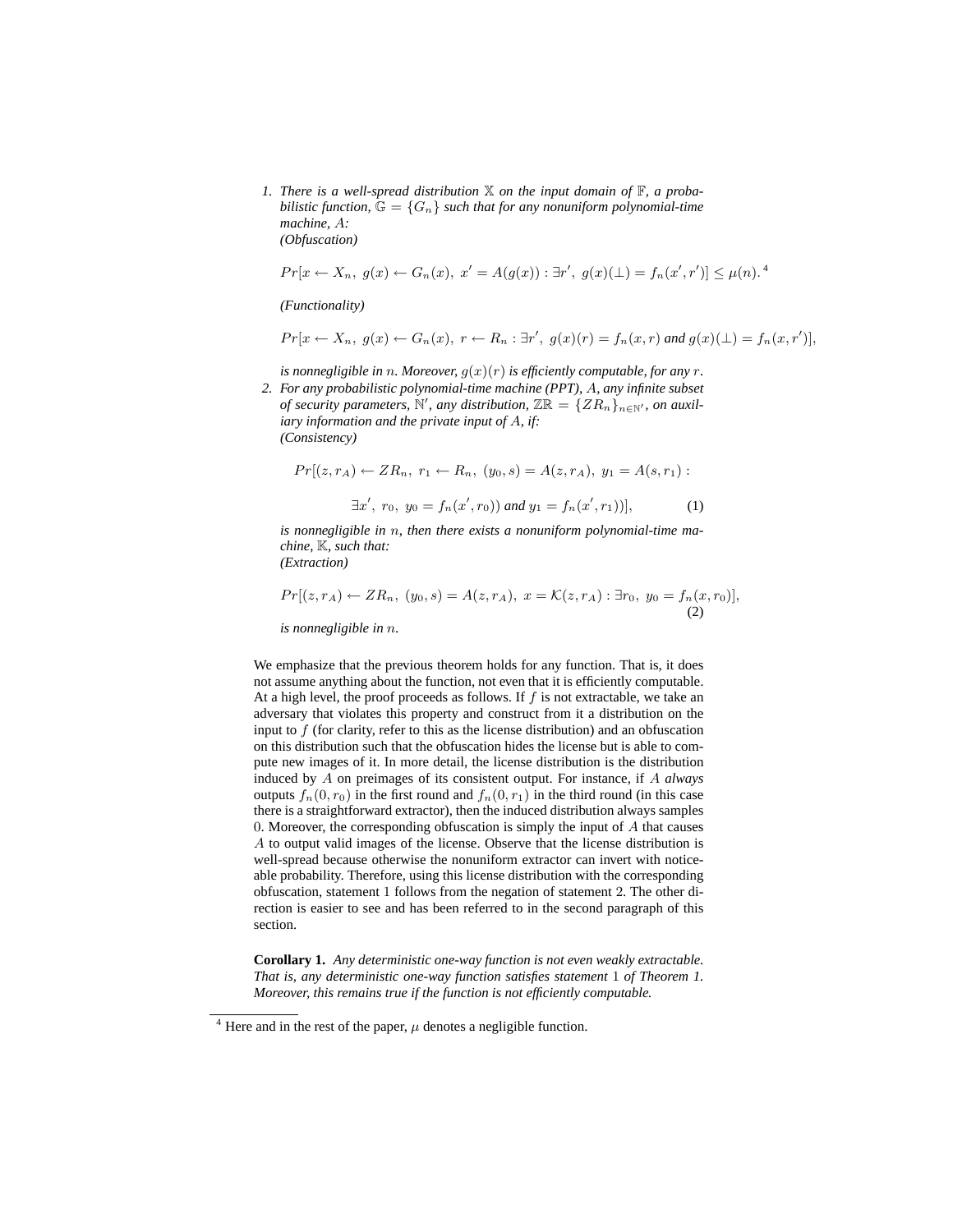1. *There is a well-spread distribution $\mathbb{X}$ on the input domain of $\mathbb{F}$, a probabilistic function, $\mathbb{G} = \{G_n\}$ such that for any nonuniform polynomial-time machine, $A$:*
   *(Obfuscation)*

   $$Pr[x \leftarrow X_n,\ g(x) \leftarrow G_n(x),\ x' = A(g(x)) : \exists r',\ g(x)(\perp) = f_n(x', r')] \leq \mu(n).$$ [4]

   *(Functionality)*

   $$Pr[x \leftarrow X_n,\ g(x) \leftarrow G_n(x),\ r \leftarrow R_n : \exists r',\ g(x)(r) = f_n(x, r) \text{ and } g(x)(\perp) = f_n(x, r')],$$

   *is nonnegligible in $n$. Moreover, $g(x)(r)$ is efficiently computable, for any $r$.*
2. *For any probabilistic polynomial-time machine (PPT), $A$, any infinite subset of security parameters, $\mathbb{N}'$, any distribution, $\mathbb{ZR} = \{ZR_n\}_{n \in \mathbb{N}'}$, on auxiliary information and the private input of $A$, if:*
   *(Consistency)*

   $$Pr[(z, r_A) \leftarrow ZR_n,\ r_1 \leftarrow R_n,\ (y_0, s) = A(z, r_A),\ y_1 = A(s, r_1) : \exists x',\ r_0,\ y_0 = f_n(x', r_0)) \text{ and } y_1 = f_n(x', r_1))], \quad (1)$$

   *is nonnegligible in $n$, then there exists a nonuniform polynomial-time machine, $\mathbb{K}$, such that:*
   *(Extraction)*

   $$Pr[(z, r_A) \leftarrow ZR_n,\ (y_0, s) = A(z, r_A),\ x = \mathcal{K}(z, r_A) : \exists r_0,\ y_0 = f_n(x, r_0)], \quad (2)$$

   *is nonnegligible in $n$.*

We emphasize that the previous theorem holds for any function. That is, it does not assume anything about the function, not even that it is efficiently computable. At a high level, the proof proceeds as follows. If $f$ is not extractable, we take an adversary that violates this property and construct from it a distribution on the input to $f$ (for clarity, refer to this as the license distribution) and an obfuscation on this distribution such that the obfuscation hides the license but is able to compute new images of it. In more detail, the license distribution is the distribution induced by $A$ on preimages of its consistent output. For instance, if $A$ *always* outputs $f_n(0, r_0)$ in the first round and $f_n(0, r_1)$ in the third round (in this case there is a straightforward extractor), then the induced distribution always samples 0. Moreover, the corresponding obfuscation is simply the input of $A$ that causes $A$ to output valid images of the license. Observe that the license distribution is well-spread because otherwise the nonuniform extractor can invert with noticeable probability. Therefore, using this license distribution with the corresponding obfuscation, statement 1 follows from the negation of statement 2. The other direction is easier to see and has been referred to in the second paragraph of this section.

**Corollary 1.** *Any deterministic one-way function is not even weakly extractable. That is, any deterministic one-way function satisfies statement 1 of Theorem 1. Moreover, this remains true if the function is not efficiently computable.*

[4] Here and in the rest of the paper, $\mu$ denotes a negligible function.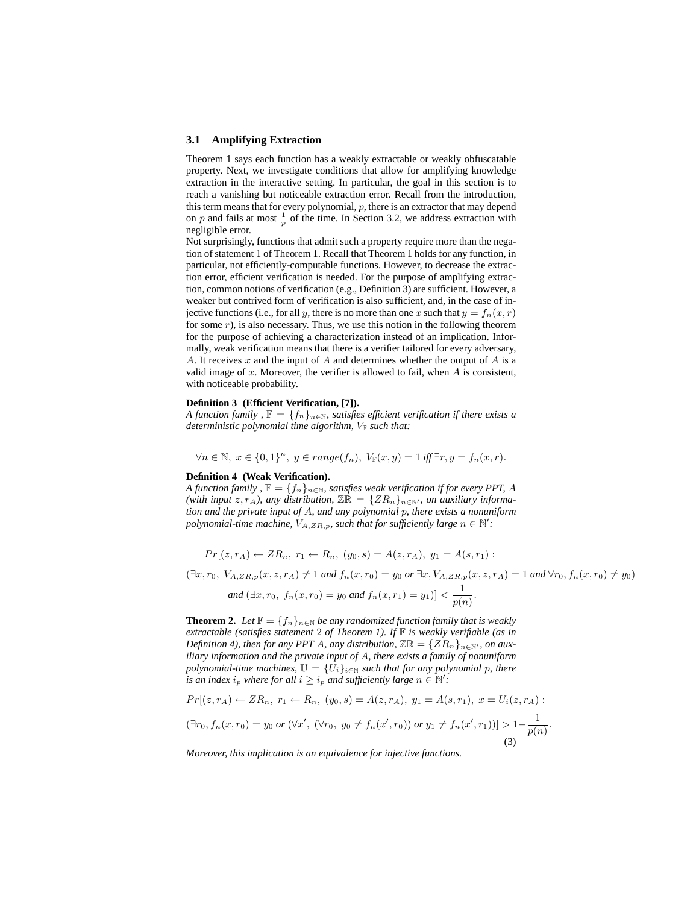### 3.1 Amplifying Extraction

Theorem 1 says each function has a weakly extractable or weakly obfuscatable property. Next, we investigate conditions that allow for amplifying knowledge extraction in the interactive setting. In particular, the goal in this section is to reach a vanishing but noticeable extraction error. Recall from the introduction, this term means that for every polynomial, $p$, there is an extractor that may depend on $p$ and fails at most $\frac{1}{p}$ of the time. In Section 3.2, we address extraction with negligible error.

Not surprisingly, functions that admit such a property require more than the negation of statement 1 of Theorem 1. Recall that Theorem 1 holds for any function, in particular, not efficiently-computable functions. However, to decrease the extraction error, efficient verification is needed. For the purpose of amplifying extraction, common notions of verification (e.g., Definition 3) are sufficient. However, a weaker but contrived form of verification is also sufficient, and, in the case of injective functions (i.e., for all $y$, there is no more than one $x$ such that $y = f_n(x, r)$ for some $r$), is also necessary. Thus, we use this notion in the following theorem for the purpose of achieving a characterization instead of an implication. Informally, weak verification means that there is a verifier tailored for every adversary, $A$. It receives $x$ and the input of $A$ and determines whether the output of $A$ is a valid image of $x$. Moreover, the verifier is allowed to fail, when $A$ is consistent, with noticeable probability.

**Definition 3 (Efficient Verification, [7]).**
*A function family , $\mathbb{F} = \{f_n\}_{n \in \mathbb{N}}$, satisfies efficient verification if there exists a deterministic polynomial time algorithm, $V_{\mathbb{F}}$ such that:*

$$\forall n \in \mathbb{N},\ x \in \{0,1\}^n,\ y \in range(f_n),\ V_{\mathbb{F}}(x, y) = 1 \textit{ iff } \exists r, y = f_n(x, r).$$

**Definition 4 (Weak Verification).**
*A function family , $\mathbb{F} = \{f_n\}_{n \in \mathbb{N}}$, satisfies weak verification if for every PPT, $A$ (with input $z, r_A$), any distribution, $\mathbb{ZR} = \{ZR_n\}_{n \in \mathbb{N}'}$, on auxiliary information and the private input of $A$, and any polynomial $p$, there exists a nonuniform polynomial-time machine, $V_{A,ZR,p}$, such that for sufficiently large $n \in \mathbb{N}'$:*

$$Pr[(z, r_A) \leftarrow ZR_n,\ r_1 \leftarrow R_n,\ (y_0, s) = A(z, r_A),\ y_1 = A(s, r_1) :$$

$$(\exists x, r_0,\ V_{A,ZR,p}(x, z, r_A) \neq 1 \textit{ and } f_n(x, r_0) = y_0 \textit{ or } \exists x, V_{A,ZR,p}(x, z, r_A) = 1 \textit{ and } \forall r_0, f_n(x, r_0) \neq y_0)$$

$$\textit{and } (\exists x, r_0,\ f_n(x, r_0) = y_0 \textit{ and } f_n(x, r_1) = y_1)] < \frac{1}{p(n)}.$$

**Theorem 2.** *Let $\mathbb{F} = \{f_n\}_{n \in \mathbb{N}}$ be any randomized function family that is weakly extractable (satisfies statement 2 of Theorem 1). If $\mathbb{F}$ is weakly verifiable (as in Definition 4), then for any PPT $A$, any distribution, $\mathbb{ZR} = \{ZR_n\}_{n \in \mathbb{N}'}$, on auxiliary information and the private input of $A$, there exists a family of nonuniform polynomial-time machines, $\mathbb{U} = \{U_i\}_{i \in \mathbb{N}}$ such that for any polynomial $p$, there is an index $i_p$ where for all $i \geq i_p$ and sufficiently large $n \in \mathbb{N}'$:*

$$Pr[(z, r_A) \leftarrow ZR_n,\ r_1 \leftarrow R_n,\ (y_0, s) = A(z, r_A),\ y_1 = A(s, r_1),\ x = U_i(z, r_A) :$$

$$(\exists r_0, f_n(x, r_0) = y_0 \textit{ or } (\forall x',\ (\forall r_0,\ y_0 \neq f_n(x', r_0)) \textit{ or } y_1 \neq f_n(x', r_1))] > 1 - \frac{1}{p(n)}. \tag{3}$$

*Moreover, this implication is an equivalence for injective functions.*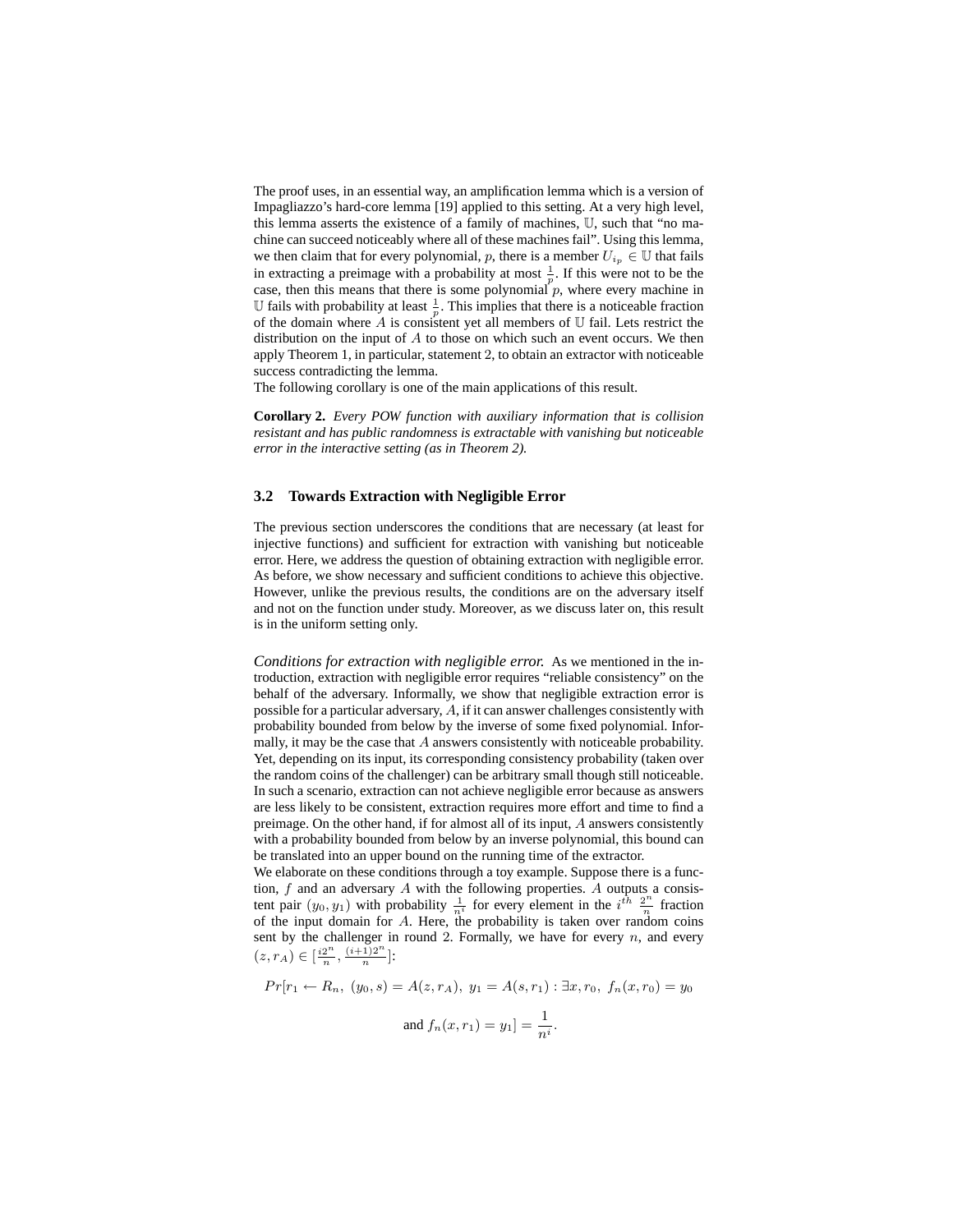The proof uses, in an essential way, an amplification lemma which is a version of Impagliazzo's hard-core lemma [19] applied to this setting. At a very high level, this lemma asserts the existence of a family of machines, $\mathbb{U}$, such that "no machine can succeed noticeably where all of these machines fail". Using this lemma, we then claim that for every polynomial, $p$, there is a member $U_{i_p} \in \mathbb{U}$ that fails in extracting a preimage with a probability at most $\frac{1}{p}$. If this were not to be the case, then this means that there is some polynomial $p$, where every machine in $\mathbb{U}$ fails with probability at least $\frac{1}{p}$. This implies that there is a noticeable fraction of the domain where $A$ is consistent yet all members of $\mathbb{U}$ fail. Lets restrict the distribution on the input of $A$ to those on which such an event occurs. We then apply Theorem 1, in particular, statement 2, to obtain an extractor with noticeable success contradicting the lemma.

The following corollary is one of the main applications of this result.

**Corollary 2.** *Every POW function with auxiliary information that is collision resistant and has public randomness is extractable with vanishing but noticeable error in the interactive setting (as in Theorem 2).*

### 3.2 Towards Extraction with Negligible Error

The previous section underscores the conditions that are necessary (at least for injective functions) and sufficient for extraction with vanishing but noticeable error. Here, we address the question of obtaining extraction with negligible error. As before, we show necessary and sufficient conditions to achieve this objective. However, unlike the previous results, the conditions are on the adversary itself and not on the function under study. Moreover, as we discuss later on, this result is in the uniform setting only.

*Conditions for extraction with negligible error.* As we mentioned in the introduction, extraction with negligible error requires "reliable consistency" on the behalf of the adversary. Informally, we show that negligible extraction error is possible for a particular adversary, $A$, if it can answer challenges consistently with probability bounded from below by the inverse of some fixed polynomial. Informally, it may be the case that $A$ answers consistently with noticeable probability. Yet, depending on its input, its corresponding consistency probability (taken over the random coins of the challenger) can be arbitrary small though still noticeable. In such a scenario, extraction can not achieve negligible error because as answers are less likely to be consistent, extraction requires more effort and time to find a preimage. On the other hand, if for almost all of its input, $A$ answers consistently with a probability bounded from below by an inverse polynomial, this bound can be translated into an upper bound on the running time of the extractor.

We elaborate on these conditions through a toy example. Suppose there is a function, $f$ and an adversary $A$ with the following properties. $A$ outputs a consistent pair $(y_0, y_1)$ with probability $\frac{1}{n^i}$ for every element in the $i^{th}$ $\frac{2^n}{n}$ fraction of the input domain for $A$. Here, the probability is taken over random coins sent by the challenger in round 2. Formally, we have for every $n$, and every $(z, r_A) \in [\frac{i2^n}{n}, \frac{(i+1)2^n}{n}]$:

$$Pr[r_1 \leftarrow R_n,\ (y_0, s) = A(z, r_A),\ y_1 = A(s, r_1) : \exists x, r_0,\ f_n(x, r_0) = y_0$$
$$\text{and } f_n(x, r_1) = y_1] = \frac{1}{n^i}.$$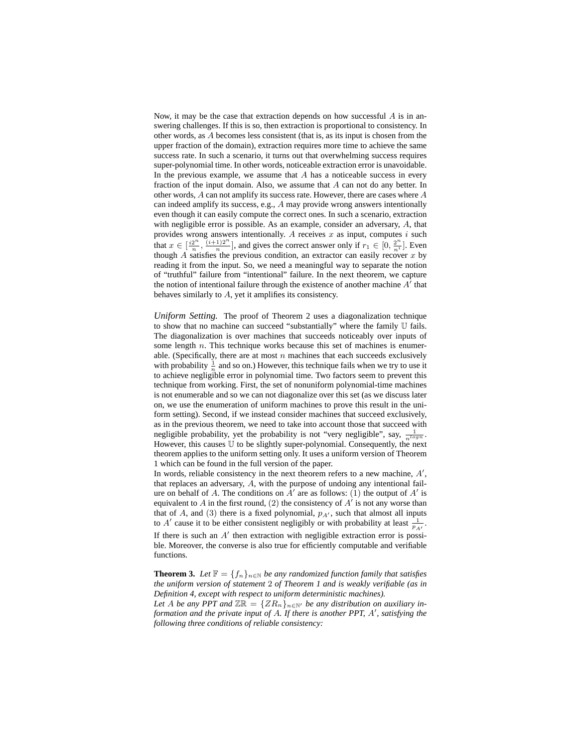Now, it may be the case that extraction depends on how successful $A$ is in answering challenges. If this is so, then extraction is proportional to consistency. In other words, as $A$ becomes less consistent (that is, as its input is chosen from the upper fraction of the domain), extraction requires more time to achieve the same success rate. In such a scenario, it turns out that overwhelming success requires super-polynomial time. In other words, noticeable extraction error is unavoidable. In the previous example, we assume that $A$ has a noticeable success in every fraction of the input domain. Also, we assume that $A$ can not do any better. In other words, $A$ can not amplify its success rate. However, there are cases where $A$ can indeed amplify its success, e.g., $A$ may provide wrong answers intentionally even though it can easily compute the correct ones. In such a scenario, extraction with negligible error is possible. As an example, consider an adversary, $A$, that provides wrong answers intentionally. $A$ receives $x$ as input, computes $i$ such that $x \in [\frac{i2^n}{n}, \frac{(i+1)2^n}{n}]$, and gives the correct answer only if $r_1 \in [0, \frac{2^n}{n^i}]$. Even though $A$ satisfies the previous condition, an extractor can easily recover $x$ by reading it from the input. So, we need a meaningful way to separate the notion of "truthful" failure from "intentional" failure. In the next theorem, we capture the notion of intentional failure through the existence of another machine $A'$ that behaves similarly to $A$, yet it amplifies its consistency.

*Uniform Setting.* The proof of Theorem 2 uses a diagonalization technique to show that no machine can succeed "substantially" where the family $\mathbb{U}$ fails. The diagonalization is over machines that succeeds noticeably over inputs of some length $n$. This technique works because this set of machines is enumerable. (Specifically, there are at most $n$ machines that each succeeds exclusively with probability $\frac{1}{n}$ and so on.) However, this technique fails when we try to use it to achieve negligible error in polynomial time. Two factors seem to prevent this technique from working. First, the set of nonuniform polynomial-time machines is not enumerable and so we can not diagonalize over this set (as we discuss later on, we use the enumeration of uniform machines to prove this result in the uniform setting). Second, if we instead consider machines that succeed exclusively, as in the previous theorem, we need to take into account those that succeed with negligible probability, yet the probability is not "very negligible", say, $\frac{1}{n^{\log n}}$. However, this causes $\mathbb{U}$ to be slightly super-polynomial. Consequently, the next theorem applies to the uniform setting only. It uses a uniform version of Theorem 1 which can be found in the full version of the paper.

In words, reliable consistency in the next theorem refers to a new machine, $A'$, that replaces an adversary, $A$, with the purpose of undoing any intentional failure on behalf of $A$. The conditions on $A'$ are as follows: (1) the output of $A'$ is equivalent to $A$ in the first round, (2) the consistency of $A'$ is not any worse than that of $A$, and (3) there is a fixed polynomial, $p_{A'}$, such that almost all inputs to $A'$ cause it to be either consistent negligibly or with probability at least $\frac{1}{p_{A'}}$. If there is such an $A'$ then extraction with negligible extraction error is possible. Moreover, the converse is also true for efficiently computable and verifiable functions.

**Theorem 3.** *Let $\mathbb{F} = \{f_n\}_{n\in\mathbb{N}}$ be any randomized function family that satisfies the uniform version of statement 2 of Theorem 1 and is weakly verifiable (as in Definition 4, except with respect to uniform deterministic machines).*
*Let $A$ be any PPT and $\mathbb{ZR} = \{ZR_n\}_{n\in\mathbb{N}'}$ be any distribution on auxiliary information and the private input of $A$. If there is another PPT, $A'$, satisfying the following three conditions of reliable consistency:*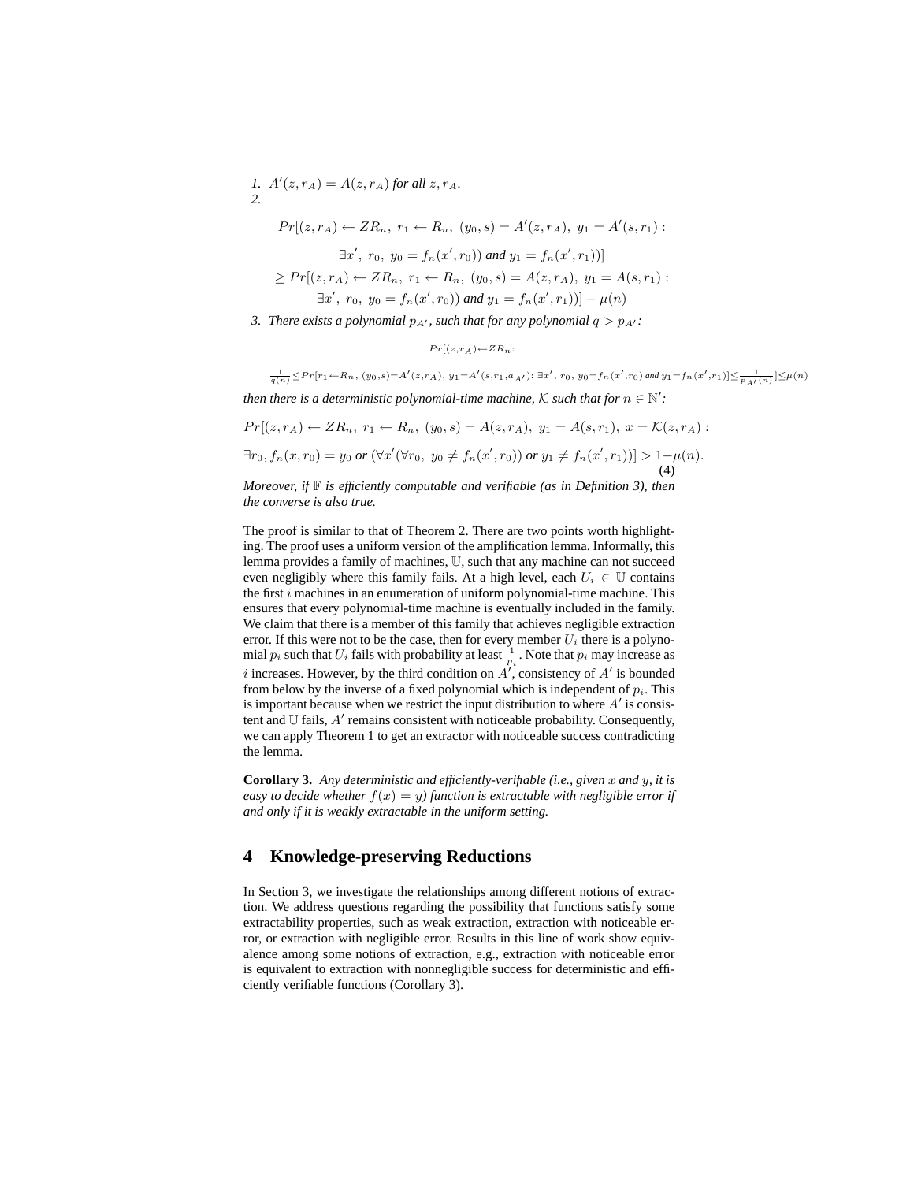1. $A'(z, r_A) = A(z, r_A)$ *for all* $z, r_A$.
2. 

$$Pr[(z, r_A) \leftarrow ZR_n,\ r_1 \leftarrow R_n,\ (y_0, s) = A'(z, r_A),\ y_1 = A'(s, r_1) :$$
$$\exists x',\ r_0,\ y_0 = f_n(x', r_0)) \text{ and } y_1 = f_n(x', r_1))]$$
$$\geq Pr[(z, r_A) \leftarrow ZR_n,\ r_1 \leftarrow R_n,\ (y_0, s) = A(z, r_A),\ y_1 = A(s, r_1) :$$
$$\exists x',\ r_0,\ y_0 = f_n(x', r_0)) \text{ and } y_1 = f_n(x', r_1))] - \mu(n)$$

3. *There exists a polynomial* $p_{A'}$*, such that for any polynomial* $q > p_{A'}$*:*

$$Pr[(z,r_A) \leftarrow ZR_n:$$
$$\frac{1}{q(n)} \leq Pr[r_1 \leftarrow R_n,\ (y_0,s) = A'(z,r_A),\ y_1 = A'(s, r_1, a_{A'}) : \exists x',\ r_0,\ y_0 = f_n(x', r_0) \text{ and } y_1 = f_n(x', r_1)] \leq \frac{1}{p_{A'}(n)}] \leq \mu(n)$$

*then there is a deterministic polynomial-time machine,* $\mathcal{K}$ *such that for* $n \in \mathbb{N}'$*:*

$$Pr[(z, r_A) \leftarrow ZR_n,\ r_1 \leftarrow R_n,\ (y_0, s) = A(z, r_A),\ y_1 = A(s, r_1),\ x = \mathcal{K}(z, r_A) :$$
$$\exists r_0, f_n(x, r_0) = y_0 \text{ or } (\forall x'(\forall r_0,\ y_0 \neq f_n(x', r_0)) \text{ or } y_1 \neq f_n(x', r_1))] > 1 - \mu(n). \quad (4)$$

*Moreover, if* $\mathbb{F}$ *is efficiently computable and verifiable (as in Definition 3), then the converse is also true.*

The proof is similar to that of Theorem 2. There are two points worth highlighting. The proof uses a uniform version of the amplification lemma. Informally, this lemma provides a family of machines, $\mathbb{U}$, such that any machine can not succeed even negligibly where this family fails. At a high level, each $U_i \in \mathbb{U}$ contains the first $i$ machines in an enumeration of uniform polynomial-time machine. This ensures that every polynomial-time machine is eventually included in the family. We claim that there is a member of this family that achieves negligible extraction error. If this were not to be the case, then for every member $U_i$ there is a polynomial $p_i$ such that $U_i$ fails with probability at least $\frac{1}{p_i}$. Note that $p_i$ may increase as $i$ increases. However, by the third condition on $A'$, consistency of $A'$ is bounded from below by the inverse of a fixed polynomial which is independent of $p_i$. This is important because when we restrict the input distribution to where $A'$ is consistent and $\mathbb{U}$ fails, $A'$ remains consistent with noticeable probability. Consequently, we can apply Theorem 1 to get an extractor with noticeable success contradicting the lemma.

**Corollary 3.** *Any deterministic and efficiently-verifiable (i.e., given* $x$ *and* $y$*, it is easy to decide whether* $f(x) = y$*) function is extractable with negligible error if and only if it is weakly extractable in the uniform setting.*

## 4 Knowledge-preserving Reductions

In Section 3, we investigate the relationships among different notions of extraction. We address questions regarding the possibility that functions satisfy some extractability properties, such as weak extraction, extraction with noticeable error, or extraction with negligible error. Results in this line of work show equivalence among some notions of extraction, e.g., extraction with noticeable error is equivalent to extraction with nonnegligible success for deterministic and efficiently verifiable functions (Corollary 3).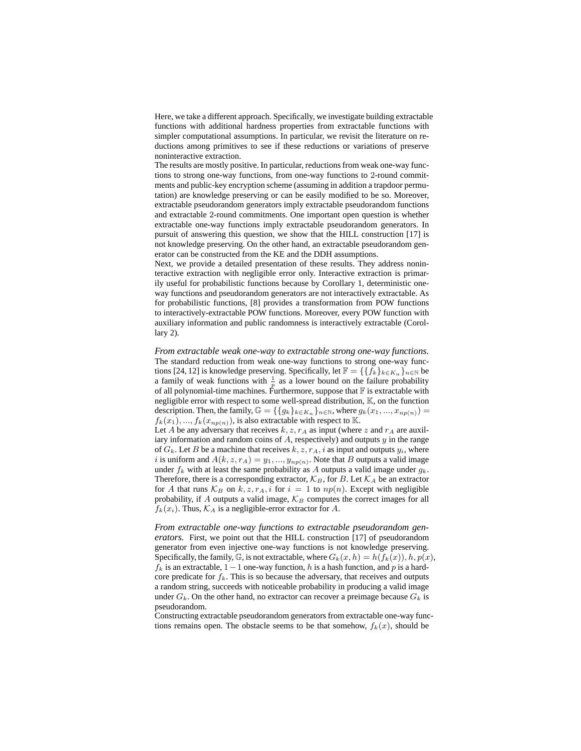Here, we take a different approach. Specifically, we investigate building extractable functions with additional hardness properties from extractable functions with simpler computational assumptions. In particular, we revisit the literature on reductions among primitives to see if these reductions or variations of preserve noninteractive extraction.

The results are mostly positive. In particular, reductions from weak one-way functions to strong one-way functions, from one-way functions to 2-round commitments and public-key encryption scheme (assuming in addition a trapdoor permutation) are knowledge preserving or can be easily modified to be so. Moreover, extractable pseudorandom generators imply extractable pseudorandom functions and extractable 2-round commitments. One important open question is whether extractable one-way functions imply extractable pseudorandom generators. In pursuit of answering this question, we show that the HILL construction [17] is not knowledge preserving. On the other hand, an extractable pseudorandom generator can be constructed from the KE and the DDH assumptions.

Next, we provide a detailed presentation of these results. They address noninteractive extraction with negligible error only. Interactive extraction is primarily useful for probabilistic functions because by Corollary 1, deterministic one-way functions and pseudorandom generators are not interactively extractable. As for probabilistic functions, [8] provides a transformation from POW functions to interactively-extractable POW functions. Moreover, every POW function with auxiliary information and public randomness is interactively extractable (Corollary 2).

*From extractable weak one-way to extractable strong one-way functions.* The standard reduction from weak one-way functions to strong one-way functions [24, 12] is knowledge preserving. Specifically, let $\mathbb{F} = \{\{f_k\}_{k \in K_n}\}_{n \in \mathbb{N}}$ be a family of weak functions with $\frac{1}{p}$ as a lower bound on the failure probability of all polynomial-time machines. Furthermore, suppose that $\mathbb{F}$ is extractable with negligible error with respect to some well-spread distribution, $\mathbb{K}$, on the function description. Then, the family, $\mathbb{G} = \{\{g_k\}_{k \in K_n}\}_{n \in \mathbb{N}}$, where $g_k(x_1, ..., x_{np(n)}) = f_k(x_1), ..., f_k(x_{np(n)})$, $\mathbb{G}$, is also extractable with respect to $\mathbb{K}$.

Let $A$ be any adversary that receives $k, z, r_A$ as input (where $z$ and $r_A$ are auxiliary information and random coins of $A$, respectively) and outputs $y$ in the range of $G_k$. Let $B$ be a machine that receives $k, z, r_A, i$ as input and outputs $y_i$, where $i$ is uniform and $A(k, z, r_A) = y_1, ..., y_{np(n)}$. Note that $B$ outputs a valid image under $f_k$ with at least the same probability as $A$ outputs a valid image under $g_k$. Therefore, there is a corresponding extractor, $\mathcal{K}_B$, for $B$. Let $\mathcal{K}_A$ be an extractor for $A$ that runs $\mathcal{K}_B$ on $k, z, r_A, i$ for $i = 1$ to $np(n)$. Except with negligible probability, if $A$ outputs a valid image, $\mathcal{K}_B$ computes the correct images for all $f_k(x_i)$. Thus, $\mathcal{K}_A$ is a negligible-error extractor for $A$.

*From extractable one-way functions to extractable pseudorandom generators.* First, we point out that the HILL construction [17] of pseudorandom generator from even injective one-way functions is not knowledge preserving. Specifically, the family, $\mathbb{G}$, is not extractable, where $G_k(x, h) = h(f_k(x)), h, p(x)$, $f_k$ is an extractable, $1-1$ one-way function, $h$ is a hash function, and $p$ is a hardcore predicate for $f_k$. This is so because the adversary, that receives and outputs a random string, succeeds with noticeable probability in producing a valid image under $G_k$. On the other hand, no extractor can recover a preimage because $G_k$ is pseudorandom.

Constructing extractable pseudorandom generators from extractable one-way functions remains open. The obstacle seems to be that somehow, $f_k(x)$, should be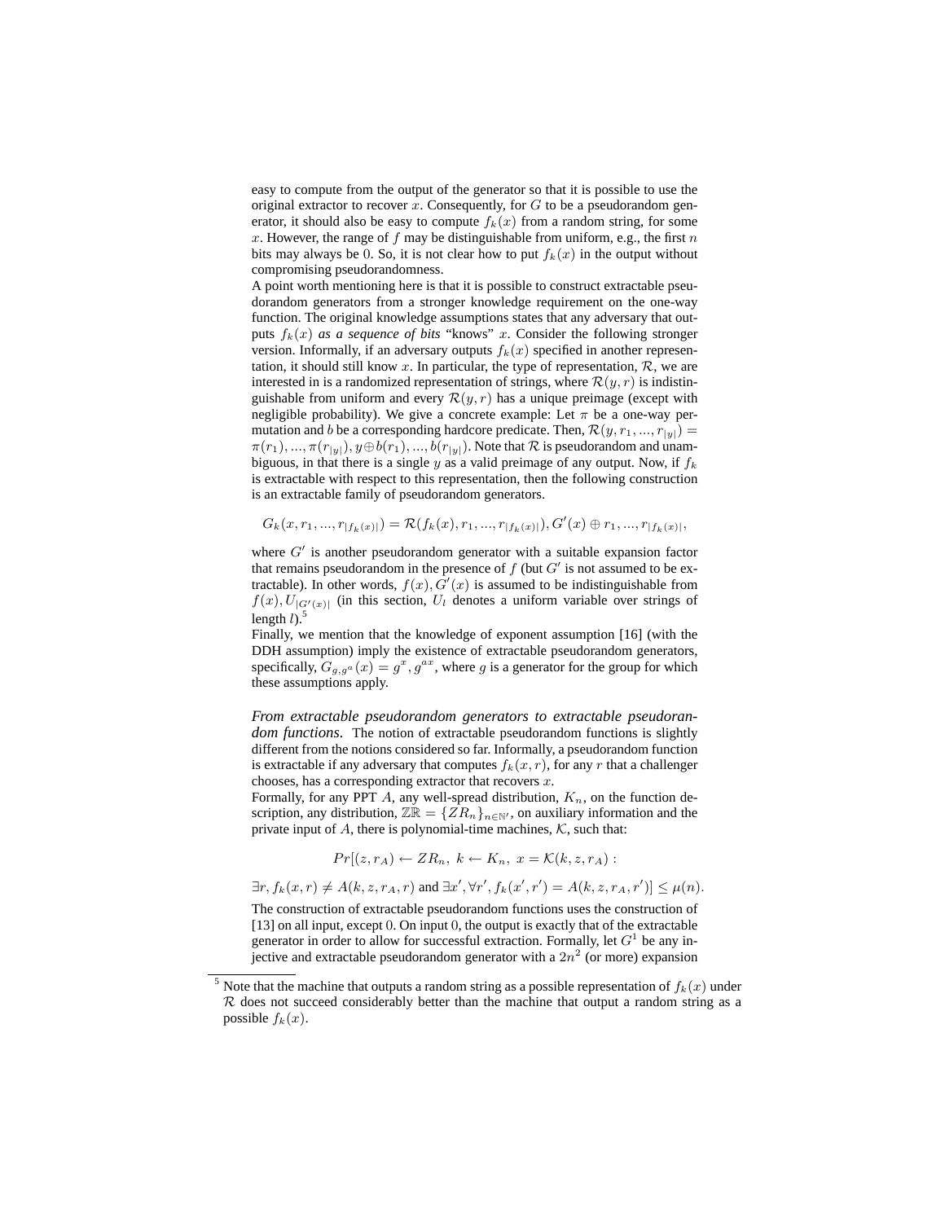easy to compute from the output of the generator so that it is possible to use the original extractor to recover $x$. Consequently, for $G$ to be a pseudorandom generator, it should also be easy to compute $f_k(x)$ from a random string, for some $x$. However, the range of $f$ may be distinguishable from uniform, e.g., the first $n$ bits may always be 0. So, it is not clear how to put $f_k(x)$ in the output without compromising pseudorandomness.

A point worth mentioning here is that it is possible to construct extractable pseudorandom generators from a stronger knowledge requirement on the one-way function. The original knowledge assumptions states that any adversary that outputs $f_k(x)$ *as a sequence of bits* "knows" $x$. Consider the following stronger version. Informally, if an adversary outputs $f_k(x)$ specified in another representation, it should still know $x$. In particular, the type of representation, $\mathcal{R}$, we are interested in is a randomized representation of strings, where $\mathcal{R}(y, r)$ is indistinguishable from uniform and every $\mathcal{R}(y, r)$ has a unique preimage (except with negligible probability). We give a concrete example: Let $\pi$ be a one-way permutation and $b$ be a corresponding hardcore predicate. Then, $\mathcal{R}(y, r_1, ..., r_{|y|}) = \pi(r_1), ..., \pi(r_{|y|}), y \oplus b(r_1), ..., b(r_{|y|})$. Note that $\mathcal{R}$ is pseudorandom and unambiguous, in that there is a single $y$ as a valid preimage of any output. Now, if $f_k$ is extractable with respect to this representation, then the following construction is an extractable family of pseudorandom generators.

$$G_k(x, r_1, ..., r_{|f_k(x)|}) = \mathcal{R}(f_k(x), r_1, ..., r_{|f_k(x)|}), G'(x) \oplus r_1, ..., r_{|f_k(x)|},$$

where $G'$ is another pseudorandom generator with a suitable expansion factor that remains pseudorandom in the presence of $f$ (but $G'$ is not assumed to be extractable). In other words, $f(x), G'(x)$ is assumed to be indistinguishable from $f(x), U_{|G'(x)|}$ (in this section, $U_l$ denotes a uniform variable over strings of length $l$).[5]

Finally, we mention that the knowledge of exponent assumption [16] (with the DDH assumption) imply the existence of extractable pseudorandom generators, specifically, $G_{g,g^a}(x) = g^x, g^{ax}$, where $g$ is a generator for the group for which these assumptions apply.

*From extractable pseudorandom generators to extractable pseudorandom functions.* The notion of extractable pseudorandom functions is slightly different from the notions considered so far. Informally, a pseudorandom function is extractable if any adversary that computes $f_k(x, r)$, for any $r$ that a challenger chooses, has a corresponding extractor that recovers $x$.

Formally, for any PPT $A$, any well-spread distribution, $K_n$, on the function description, any distribution, $\mathbb{ZR} = \{ZR_n\}_{n \in \mathbb{N}'}$, on auxiliary information and the private input of $A$, there is polynomial-time machines, $\mathcal{K}$, such that:

$$Pr[(z, r_A) \leftarrow ZR_n,\ k \leftarrow K_n,\ x = \mathcal{K}(k, z, r_A) :$$

$$\exists r, f_k(x, r) \neq A(k, z, r_A, r) \text{ and } \exists x', \forall r', f_k(x', r') = A(k, z, r_A, r')] \leq \mu(n).$$

The construction of extractable pseudorandom functions uses the construction of [13] on all input, except 0. On input 0, the output is exactly that of the extractable generator in order to allow for successful extraction. Formally, let $G^1$ be any injective and extractable pseudorandom generator with a $2n^2$ (or more) expansion

[5] Note that the machine that outputs a random string as a possible representation of $f_k(x)$ under $\mathcal{R}$ does not succeed considerably better than the machine that output a random string as a possible $f_k(x)$.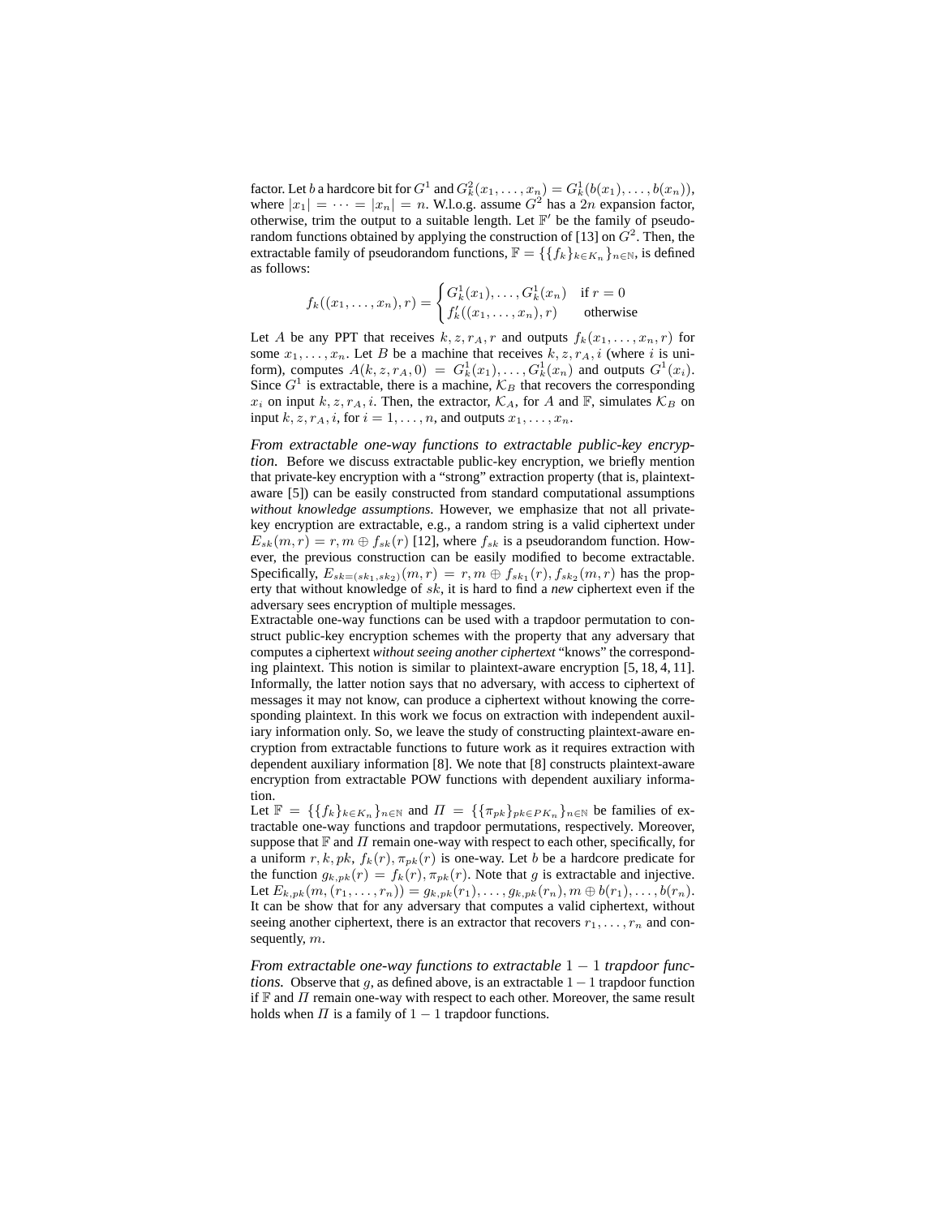factor. Let $b$ a hardcore bit for $G^1$ and $G^2_k(x_1, \ldots, x_n) = G^1_k(b(x_1), \ldots, b(x_n))$, where $|x_1| = \cdots = |x_n| = n$. W.l.o.g. assume $G^2$ has a $2n$ expansion factor, otherwise, trim the output to a suitable length. Let $\mathbb{F}'$ be the family of pseudorandom functions obtained by applying the construction of [13] on $G^2$. Then, the extractable family of pseudorandom functions, $\mathbb{F} = \{\{f_k\}_{k \in K_n}\}_{n \in \mathbb{N}}$, is defined as follows:

$$f_k((x_1, \ldots, x_n), r) = \begin{cases} G^1_k(x_1), \ldots, G^1_k(x_n) & \text{if } r = 0 \\ f'_k((x_1, \ldots, x_n), r) & \text{otherwise} \end{cases}$$

Let $A$ be any PPT that receives $k, z, r_A, r$ and outputs $f_k(x_1, \ldots, x_n, r)$ for some $x_1, \ldots, x_n$. Let $B$ be a machine that receives $k, z, r_A, i$ (where $i$ is uniform), computes $A(k, z, r_A, 0) = G^1_k(x_1), \ldots, G^1_k(x_n)$ and outputs $G^1(x_i)$. Since $G^1$ is extractable, there is a machine, $\mathcal{K}_B$ that recovers the corresponding $x_i$ on input $k, z, r_A, i$. Then, the extractor, $\mathcal{K}_A$, for $A$ and $\mathbb{F}$, simulates $\mathcal{K}_B$ on input $k, z, r_A, i$, for $i = 1, \ldots, n$, and outputs $x_1, \ldots, x_n$.

*From extractable one-way functions to extractable public-key encryption.* Before we discuss extractable public-key encryption, we briefly mention that private-key encryption with a "strong" extraction property (that is, plaintext-aware [5]) can be easily constructed from standard computational assumptions *without knowledge assumptions*. However, we emphasize that not all private-key encryption are extractable, e.g., a random string is a valid ciphertext under $E_{sk}(m, r) = r, m \oplus f_{sk}(r)$ [12], where $f_{sk}$ is a pseudorandom function. However, the previous construction can be easily modified to become extractable. Specifically, $E_{sk=(sk_1, sk_2)}(m, r) = r, m \oplus f_{sk_1}(r), f_{sk_2}(m, r)$ has the property that without knowledge of $sk$, it is hard to find a *new* ciphertext even if the adversary sees encryption of multiple messages.

Extractable one-way functions can be used with a trapdoor permutation to construct public-key encryption schemes with the property that any adversary that computes a ciphertext *without seeing another ciphertext* "knows" the corresponding plaintext. This notion is similar to plaintext-aware encryption [5, 18, 4, 11]. Informally, the latter notion says that no adversary, with access to ciphertext of messages it may not know, can produce a ciphertext without knowing the corresponding plaintext. In this work we focus on extraction with independent auxiliary information only. So, we leave the study of constructing plaintext-aware encryption from extractable functions to future work as it requires extraction with dependent auxiliary information [8]. We note that [8] constructs plaintext-aware encryption from extractable POW functions with dependent auxiliary information.

Let $\mathbb{F} = \{\{f_k\}_{k \in K_n}\}_{n \in \mathbb{N}}$ and $\Pi = \{\{\pi_{pk}\}_{pk \in PK_n}\}_{n \in \mathbb{N}}$ be families of extractable one-way functions and trapdoor permutations, respectively. Moreover, suppose that $\mathbb{F}$ and $\Pi$ remain one-way with respect to each other, specifically, for a uniform $r, k, pk$, $f_k(r), \pi_{pk}(r)$ is one-way. Let $b$ be a hardcore predicate for the function $g_{k,pk}(r) = f_k(r), \pi_{pk}(r)$. Note that $g$ is extractable and injective. Let $E_{k,pk}(m, (r_1, \ldots, r_n)) = g_{k,pk}(r_1), \ldots, g_{k,pk}(r_n), m \oplus b(r_1), \ldots, b(r_n)$. It can be show that for any adversary that computes a valid ciphertext, without seeing another ciphertext, there is an extractor that recovers $r_1, \ldots, r_n$ and consequently, $m$.

*From extractable one-way functions to extractable $1-1$ trapdoor functions.* Observe that $g$, as defined above, is an extractable $1-1$ trapdoor function if $\mathbb{F}$ and $\Pi$ remain one-way with respect to each other. Moreover, the same result holds when $\Pi$ is a family of $1-1$ trapdoor functions.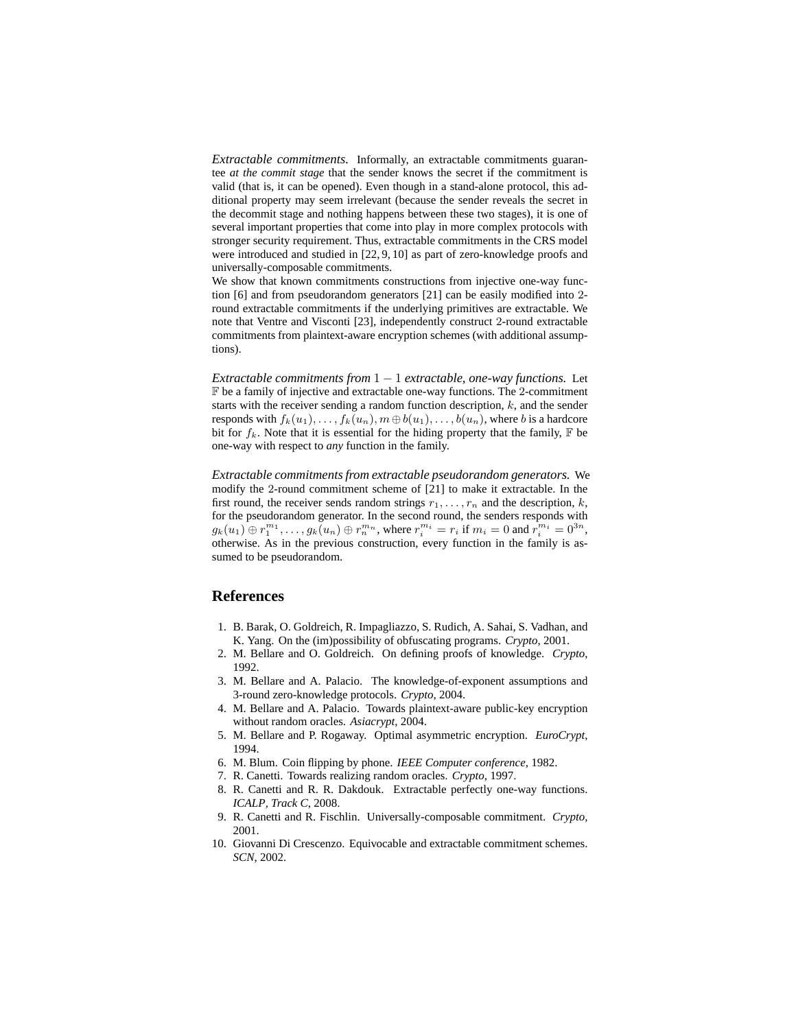*Extractable commitments.* Informally, an extractable commitments guarantee *at the commit stage* that the sender knows the secret if the commitment is valid (that is, it can be opened). Even though in a stand-alone protocol, this additional property may seem irrelevant (because the sender reveals the secret in the decommit stage and nothing happens between these two stages), it is one of several important properties that come into play in more complex protocols with stronger security requirement. Thus, extractable commitments in the CRS model were introduced and studied in [22, 9, 10] as part of zero-knowledge proofs and universally-composable commitments.

We show that known commitments constructions from injective one-way function [6] and from pseudorandom generators [21] can be easily modified into 2-round extractable commitments if the underlying primitives are extractable. We note that Ventre and Visconti [23], independently construct 2-round extractable commitments from plaintext-aware encryption schemes (with additional assumptions).

*Extractable commitments from $1-1$ extractable, one-way functions.* Let $\mathbb{F}$ be a family of injective and extractable one-way functions. The 2-commitment starts with the receiver sending a random function description, $k$, and the sender responds with $f_k(u_1), \ldots, f_k(u_n), m \oplus b(u_1), \ldots, b(u_n)$, where $b$ is a hardcore bit for $f_k$. Note that it is essential for the hiding property that the family, $\mathbb{F}$ be one-way with respect to *any* function in the family.

*Extractable commitments from extractable pseudorandom generators.* We modify the 2-round commitment scheme of [21] to make it extractable. In the first round, the receiver sends random strings $r_1, \ldots, r_n$ and the description, $k$, for the pseudorandom generator. In the second round, the senders responds with $g_k(u_1) \oplus r_1^{m_1}, \ldots, g_k(u_n) \oplus r_n^{m_n}$, where $r_i^{m_i} = r_i$ if $m_i = 0$ and $r_i^{m_i} = 0^{3n}$, otherwise. As in the previous construction, every function in the family is assumed to be pseudorandom.

## References

1. B. Barak, O. Goldreich, R. Impagliazzo, S. Rudich, A. Sahai, S. Vadhan, and K. Yang. On the (im)possibility of obfuscating programs. *Crypto*, 2001.
2. M. Bellare and O. Goldreich. On defining proofs of knowledge. *Crypto*, 1992.
3. M. Bellare and A. Palacio. The knowledge-of-exponent assumptions and 3-round zero-knowledge protocols. *Crypto*, 2004.
4. M. Bellare and A. Palacio. Towards plaintext-aware public-key encryption without random oracles. *Asiacrypt*, 2004.
5. M. Bellare and P. Rogaway. Optimal asymmetric encryption. *EuroCrypt*, 1994.
6. M. Blum. Coin flipping by phone. *IEEE Computer conference*, 1982.
7. R. Canetti. Towards realizing random oracles. *Crypto*, 1997.
8. R. Canetti and R. R. Dakdouk. Extractable perfectly one-way functions. *ICALP, Track C*, 2008.
9. R. Canetti and R. Fischlin. Universally-composable commitment. *Crypto*, 2001.
10. Giovanni Di Crescenzo. Equivocable and extractable commitment schemes. *SCN*, 2002.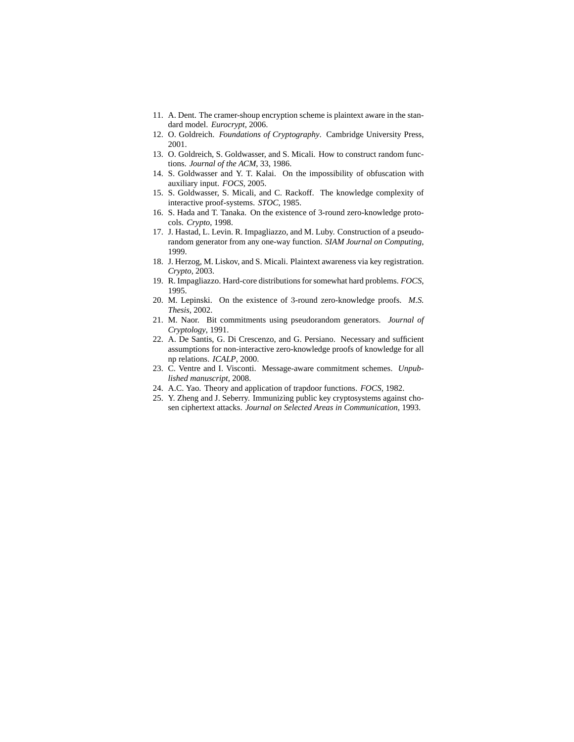11. A. Dent. The cramer-shoup encryption scheme is plaintext aware in the standard model. *Eurocrypt*, 2006.
12. O. Goldreich. *Foundations of Cryptography*. Cambridge University Press, 2001.
13. O. Goldreich, S. Goldwasser, and S. Micali. How to construct random functions. *Journal of the ACM*, 33, 1986.
14. S. Goldwasser and Y. T. Kalai. On the impossibility of obfuscation with auxiliary input. *FOCS*, 2005.
15. S. Goldwasser, S. Micali, and C. Rackoff. The knowledge complexity of interactive proof-systems. *STOC*, 1985.
16. S. Hada and T. Tanaka. On the existence of 3-round zero-knowledge protocols. *Crypto*, 1998.
17. J. Hastad, L. Levin. R. Impagliazzo, and M. Luby. Construction of a pseudorandom generator from any one-way function. *SIAM Journal on Computing*, 1999.
18. J. Herzog, M. Liskov, and S. Micali. Plaintext awareness via key registration. *Crypto*, 2003.
19. R. Impagliazzo. Hard-core distributions for somewhat hard problems. *FOCS*, 1995.
20. M. Lepinski. On the existence of 3-round zero-knowledge proofs. *M.S. Thesis*, 2002.
21. M. Naor. Bit commitments using pseudorandom generators. *Journal of Cryptology*, 1991.
22. A. De Santis, G. Di Crescenzo, and G. Persiano. Necessary and sufficient assumptions for non-interactive zero-knowledge proofs of knowledge for all np relations. *ICALP*, 2000.
23. C. Ventre and I. Visconti. Message-aware commitment schemes. *Unpublished manuscript*, 2008.
24. A.C. Yao. Theory and application of trapdoor functions. *FOCS*, 1982.
25. Y. Zheng and J. Seberry. Immunizing public key cryptosystems against chosen ciphertext attacks. *Journal on Selected Areas in Communication*, 1993.